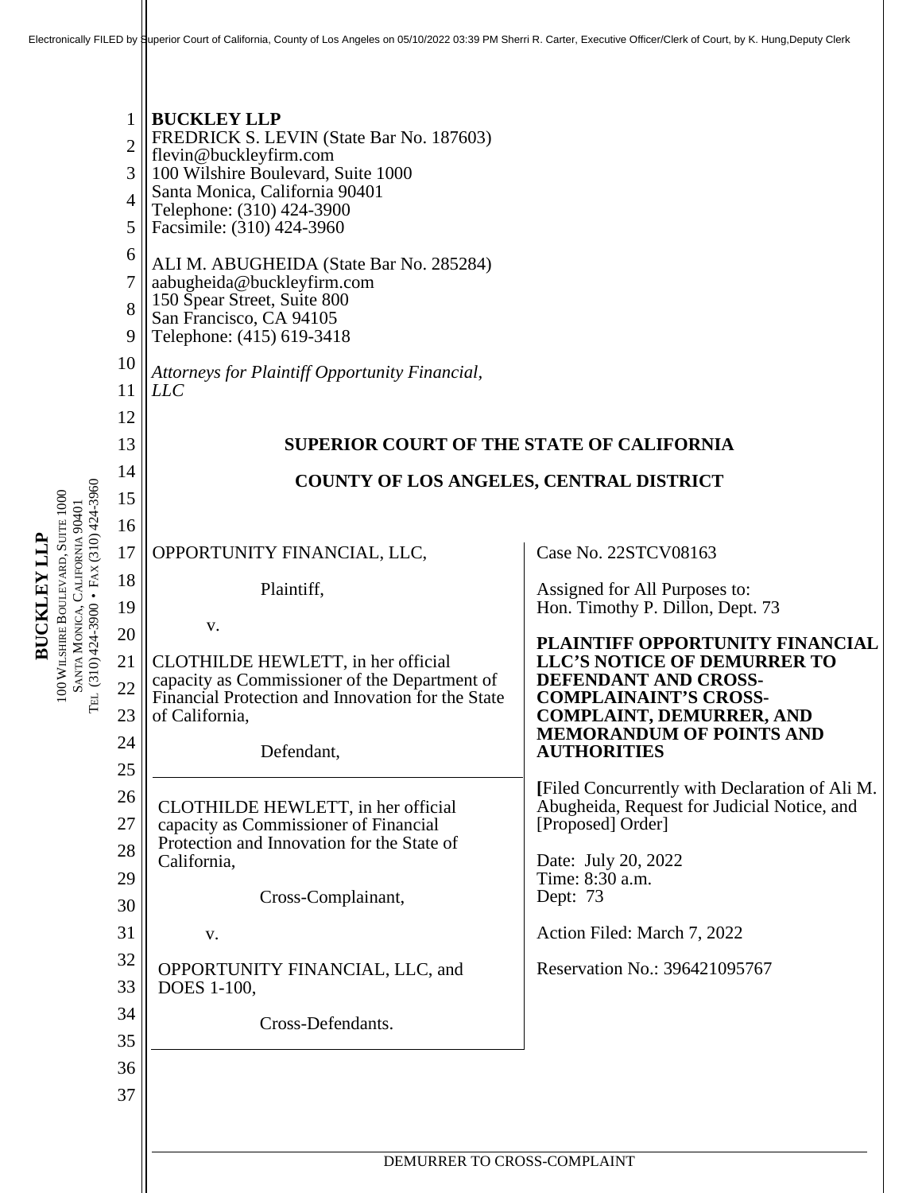Electronically FILED by Superior Court of California, County of Los Angeles on 05/10/2022 03:39 PM Sherri R. Carter, Executive Officer/Clerk of Court, by K. Hung,Deputy Clerk

**BUCKLEY LLP**
FREDRICK S. LEVIN (State Bar No. 187603)
flevin@buckleyfirm.com
100 Wilshire Boulevard, Suite 1000
Santa Monica, California 90401
Telephone: (310) 424-3900
Facsimile: (310) 424-3960

ALI M. ABUGHEIDA (State Bar No. 285284)
aabugheida@buckleyfirm.com
150 Spear Street, Suite 800
San Francisco, CA 94105
Telephone: (415) 619-3418

*Attorneys for Plaintiff Opportunity Financial, LLC*

**SUPERIOR COURT OF THE STATE OF CALIFORNIA**

**COUNTY OF LOS ANGELES, CENTRAL DISTRICT**

OPPORTUNITY FINANCIAL, LLC,

Plaintiff,

v.

CLOTHILDE HEWLETT, in her official capacity as Commissioner of the Department of Financial Protection and Innovation for the State of California,

Defendant,

---

CLOTHILDE HEWLETT, in her official capacity as Commissioner of Financial Protection and Innovation for the State of California,

Cross-Complainant,

v.

OPPORTUNITY FINANCIAL, LLC, and DOES 1-100,

Cross-Defendants.

---

Case No. 22STCV08163

Assigned for All Purposes to:
Hon. Timothy P. Dillon, Dept. 73

**PLAINTIFF OPPORTUNITY FINANCIAL LLC'S NOTICE OF DEMURRER TO DEFENDANT AND CROSS-COMPLAINANT'S CROSS-COMPLAINT, DEMURRER, AND MEMORANDUM OF POINTS AND AUTHORITIES**

[Filed Concurrently with Declaration of Ali M. Abugheida, Request for Judicial Notice, and [Proposed] Order]

Date: July 20, 2022
Time: 8:30 a.m.
Dept: 73

Action Filed: March 7, 2022

Reservation No.: 396421095767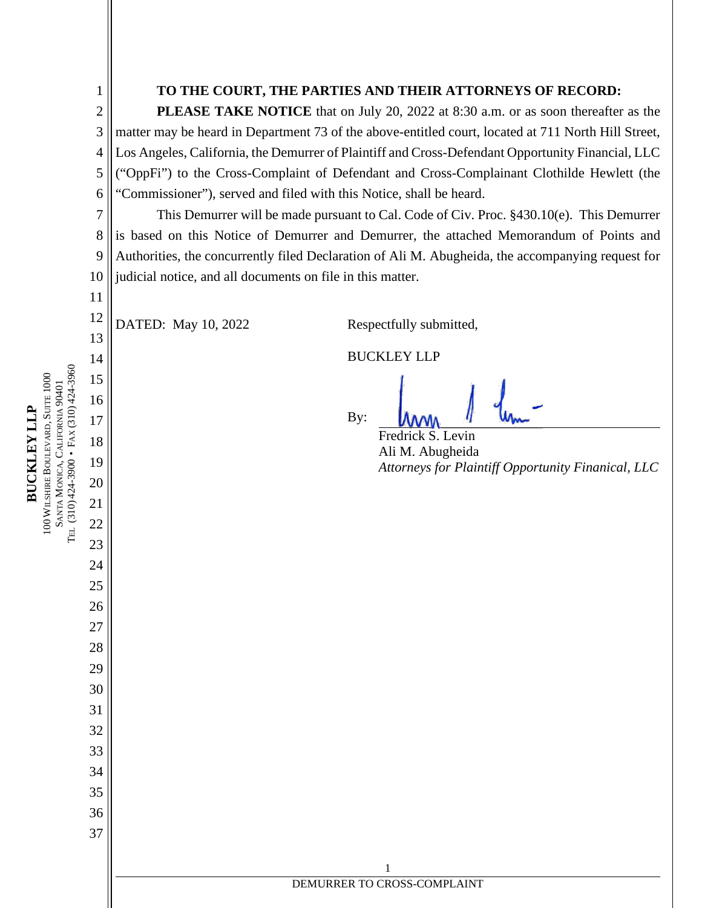**TO THE COURT, THE PARTIES AND THEIR ATTORNEYS OF RECORD:**

**PLEASE TAKE NOTICE** that on July 20, 2022 at 8:30 a.m. or as soon thereafter as the matter may be heard in Department 73 of the above-entitled court, located at 711 North Hill Street, Los Angeles, California, the Demurrer of Plaintiff and Cross-Defendant Opportunity Financial, LLC ("OppFi") to the Cross-Complaint of Defendant and Cross-Complainant Clothilde Hewlett (the "Commissioner"), served and filed with this Notice, shall be heard.

This Demurrer will be made pursuant to Cal. Code of Civ. Proc. §430.10(e). This Demurrer is based on this Notice of Demurrer and Demurrer, the attached Memorandum of Points and Authorities, the concurrently filed Declaration of Ali M. Abugheida, the accompanying request for judicial notice, and all documents on file in this matter.

DATED: May 10, 2022

Respectfully submitted,

BUCKLEY LLP

By: ______________________

Fredrick S. Levin
Ali M. Abugheida
*Attorneys for Plaintiff Opportunity Finanical, LLC*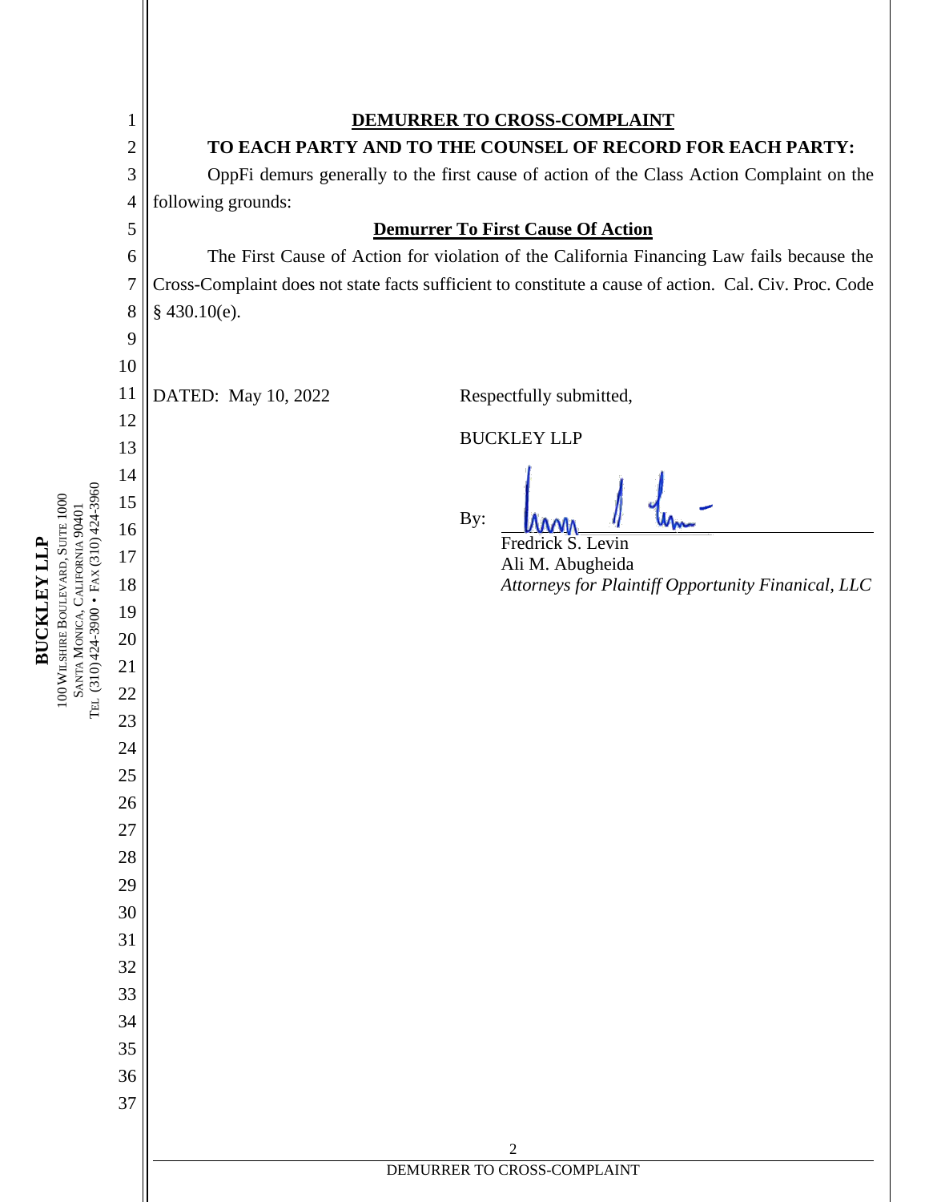# DEMURRER TO CROSS-COMPLAINT

**TO EACH PARTY AND TO THE COUNSEL OF RECORD FOR EACH PARTY:**

OppFi demurs generally to the first cause of action of the Class Action Complaint on the following grounds:

## Demurrer To First Cause Of Action

The First Cause of Action for violation of the California Financing Law fails because the Cross-Complaint does not state facts sufficient to constitute a cause of action. Cal. Civ. Proc. Code § 430.10(e).

DATED: May 10, 2022

Respectfully submitted,

BUCKLEY LLP

By: ______________________
Fredrick S. Levin
Ali M. Abugheida
*Attorneys for Plaintiff Opportunity Finanical, LLC*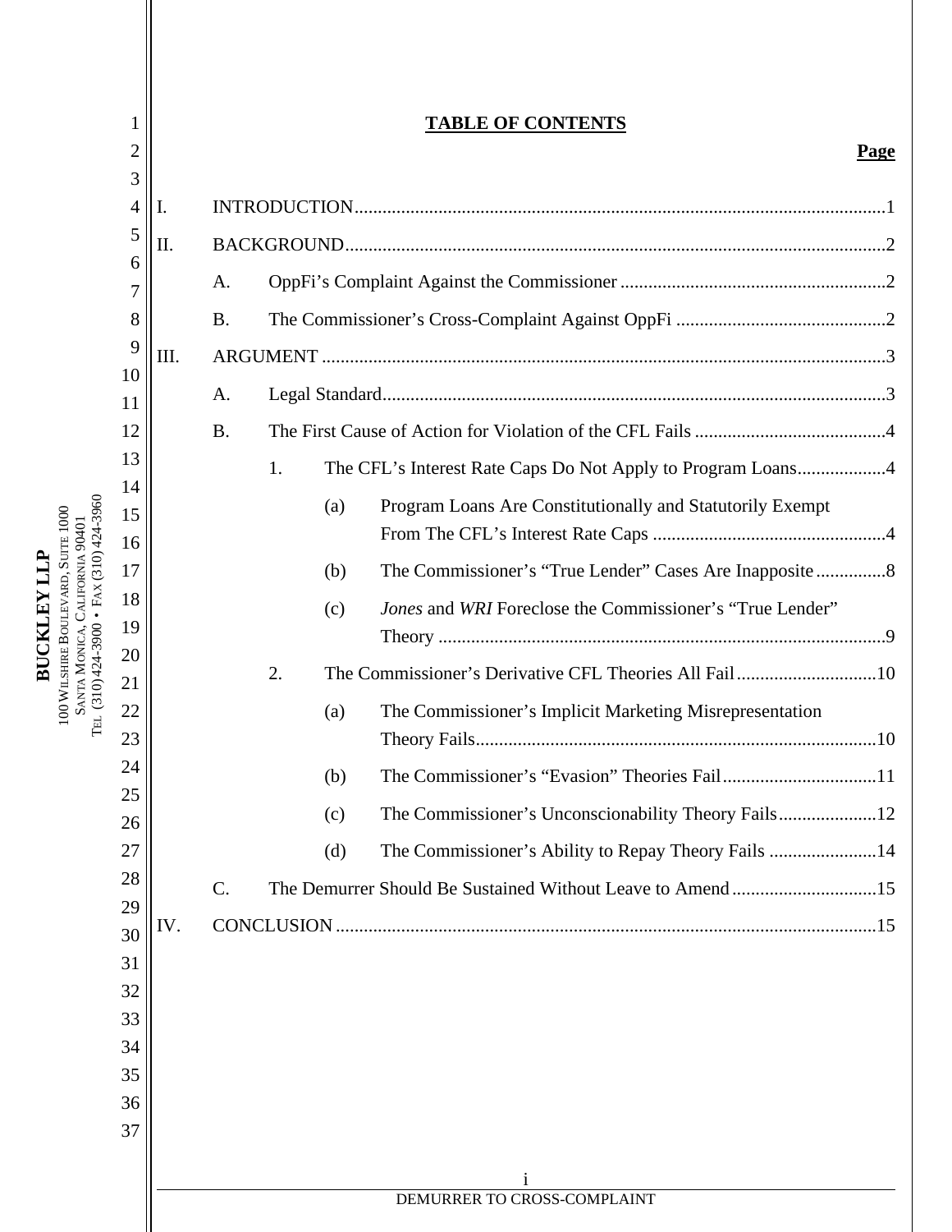**TABLE OF CONTENTS**

**Page**

I. INTRODUCTION ..... 1

II. BACKGROUND ..... 2

A. OppFi's Complaint Against the Commissioner ..... 2

B. The Commissioner's Cross-Complaint Against OppFi ..... 2

III. ARGUMENT ..... 3

A. Legal Standard ..... 3

B. The First Cause of Action for Violation of the CFL Fails ..... 4

1. The CFL's Interest Rate Caps Do Not Apply to Program Loans ..... 4

(a) Program Loans Are Constitutionally and Statutorily Exempt From The CFL's Interest Rate Caps ..... 4

(b) The Commissioner's "True Lender" Cases Are Inapposite ..... 8

(c) *Jones* and *WRI* Foreclose the Commissioner's "True Lender" Theory ..... 9

2. The Commissioner's Derivative CFL Theories All Fail ..... 10

(a) The Commissioner's Implicit Marketing Misrepresentation Theory Fails ..... 10

(b) The Commissioner's "Evasion" Theories Fail ..... 11

(c) The Commissioner's Unconscionability Theory Fails ..... 12

(d) The Commissioner's Ability to Repay Theory Fails ..... 14

C. The Demurrer Should Be Sustained Without Leave to Amend ..... 15

IV. CONCLUSION ..... 15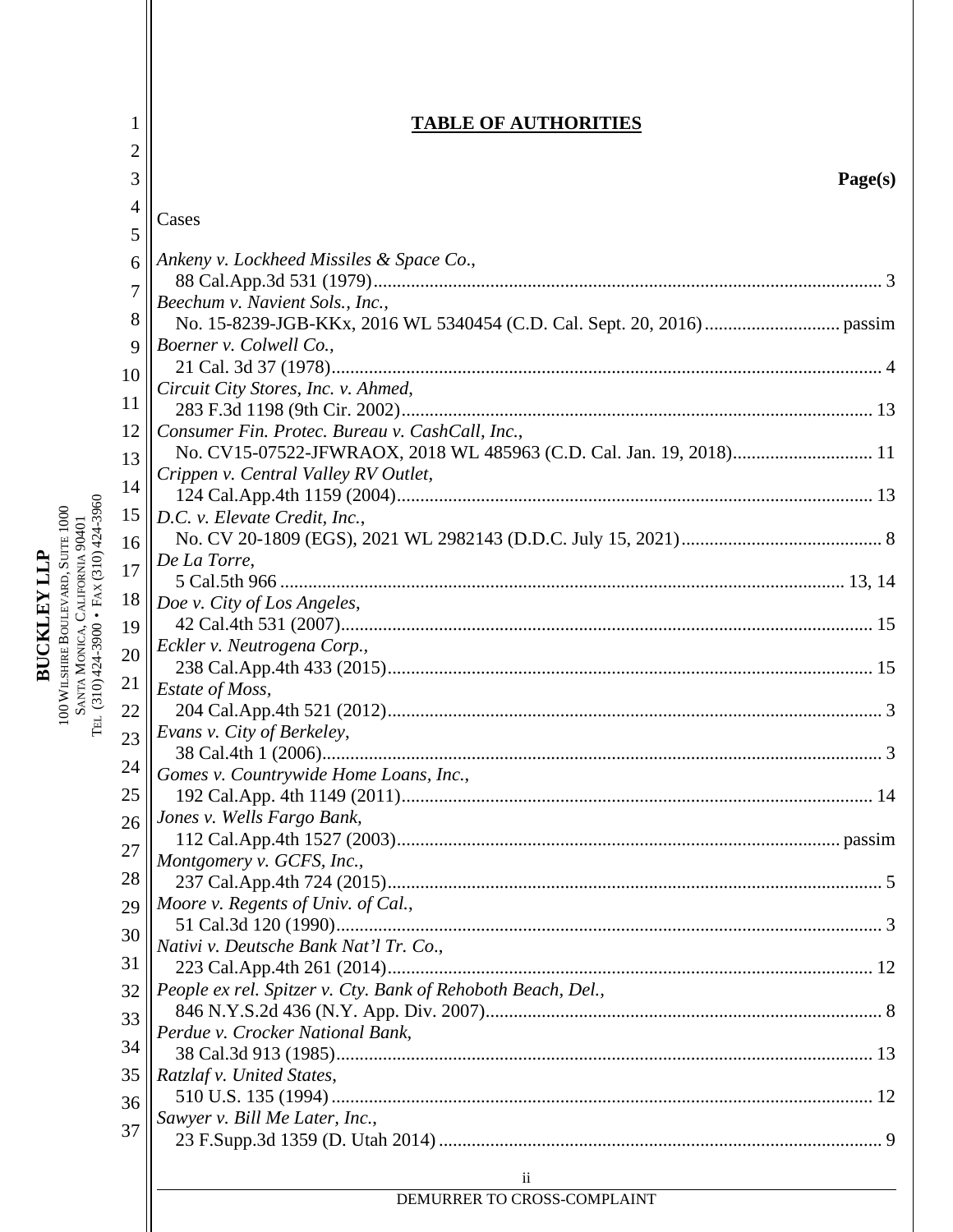# TABLE OF AUTHORITIES

**Page(s)**

Cases

*Ankeny v. Lockheed Missiles & Space Co.*,
88 Cal.App.3d 531 (1979) ............................................................ 3

*Beechum v. Navient Sols., Inc.*,
No. 15-8239-JGB-KKx, 2016 WL 5340454 (C.D. Cal. Sept. 20, 2016) ............ passim

*Boerner v. Colwell Co.*,
21 Cal. 3d 37 (1978) ............................................................ 4

*Circuit City Stores, Inc. v. Ahmed*,
283 F.3d 1198 (9th Cir. 2002) ............................................................ 13

*Consumer Fin. Protec. Bureau v. CashCall, Inc.*,
No. CV15-07522-JFWRAOX, 2018 WL 485963 (C.D. Cal. Jan. 19, 2018) ............ 11

*Crippen v. Central Valley RV Outlet*,
124 Cal.App.4th 1159 (2004) ............................................................ 13

*D.C. v. Elevate Credit, Inc.*,
No. CV 20-1809 (EGS), 2021 WL 2982143 (D.D.C. July 15, 2021) ............ 8

*De La Torre*,
5 Cal.5th 966 ............................................................ 13, 14

*Doe v. City of Los Angeles*,
42 Cal.4th 531 (2007) ............................................................ 15

*Eckler v. Neutrogena Corp.*,
238 Cal.App.4th 433 (2015) ............................................................ 15

*Estate of Moss*,
204 Cal.App.4th 521 (2012) ............................................................ 3

*Evans v. City of Berkeley*,
38 Cal.4th 1 (2006) ............................................................ 3

*Gomes v. Countrywide Home Loans, Inc.*,
192 Cal.App. 4th 1149 (2011) ............................................................ 14

*Jones v. Wells Fargo Bank*,
112 Cal.App.4th 1527 (2003) ............................................................ passim

*Montgomery v. GCFS, Inc.*,
237 Cal.App.4th 724 (2015) ............................................................ 5

*Moore v. Regents of Univ. of Cal.*,
51 Cal.3d 120 (1990) ............................................................ 3

*Nativi v. Deutsche Bank Nat'l Tr. Co.*,
223 Cal.App.4th 261 (2014) ............................................................ 12

*People ex rel. Spitzer v. Cty. Bank of Rehoboth Beach, Del.*,
846 N.Y.S.2d 436 (N.Y. App. Div. 2007) ............................................................ 8

*Perdue v. Crocker National Bank*,
38 Cal.3d 913 (1985) ............................................................ 13

*Ratzlaf v. United States*,
510 U.S. 135 (1994) ............................................................ 12

*Sawyer v. Bill Me Later, Inc.*,
23 F.Supp.3d 1359 (D. Utah 2014) ............................................................ 9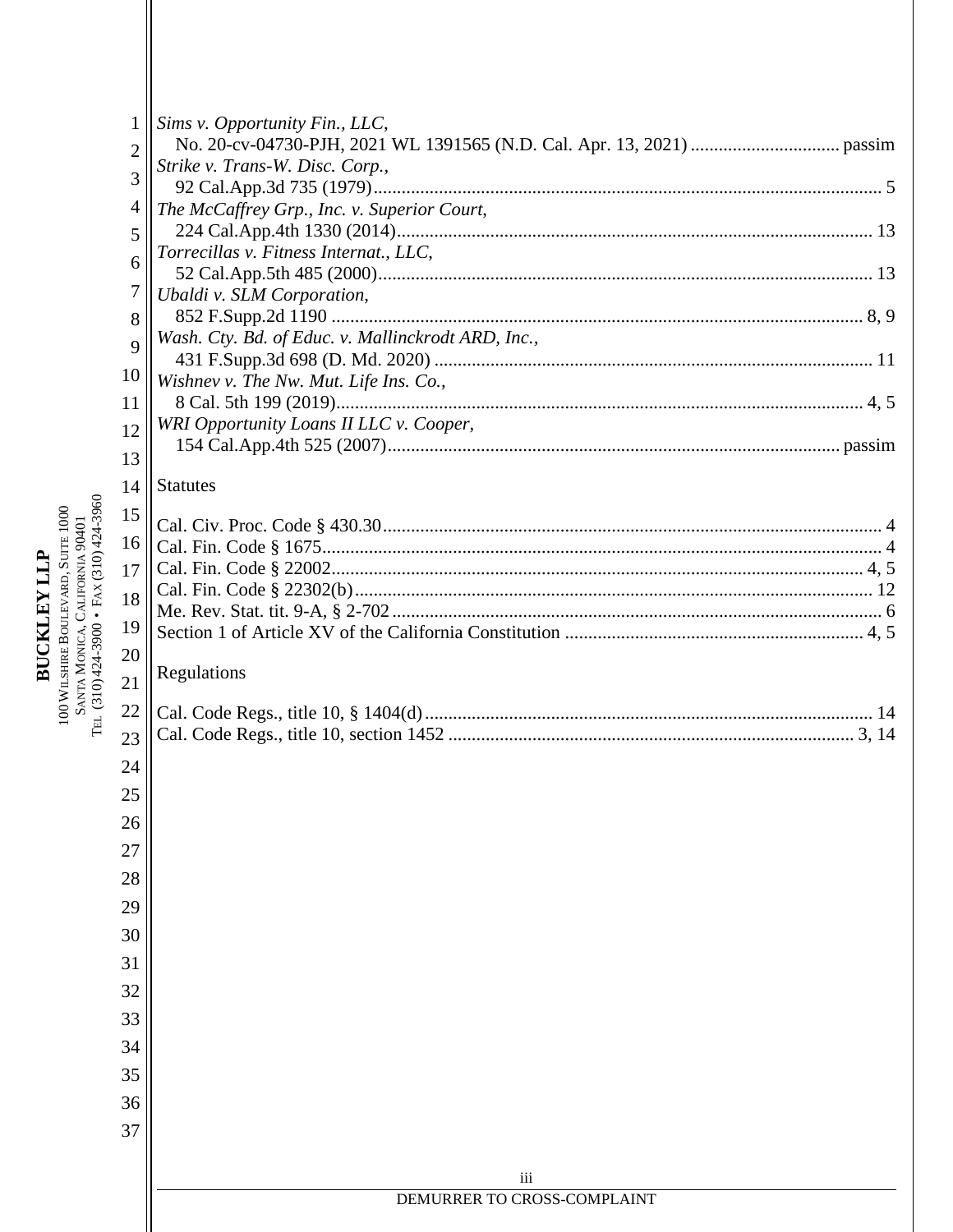*Sims v. Opportunity Fin., LLC*,
No. 20-cv-04730-PJH, 2021 WL 1391565 (N.D. Cal. Apr. 13, 2021) ................................ passim

*Strike v. Trans-W. Disc. Corp.*,
92 Cal.App.3d 735 (1979)............................................................................................................ 5

*The McCaffrey Grp., Inc. v. Superior Court*,
224 Cal.App.4th 1330 (2014)..................................................................................................... 13

*Torrecillas v. Fitness Internat., LLC*,
52 Cal.App.5th 485 (2000)......................................................................................................... 13

*Ubaldi v. SLM Corporation*,
852 F.Supp.2d 1190 ................................................................................................................. 8, 9

*Wash. Cty. Bd. of Educ. v. Mallinckrodt ARD, Inc.*,
431 F.Supp.3d 698 (D. Md. 2020) ............................................................................................. 11

*Wishnev v. The Nw. Mut. Life Ins. Co.*,
8 Cal. 5th 199 (2019)............................................................................................................... 4, 5

*WRI Opportunity Loans II LLC v. Cooper*,
154 Cal.App.4th 525 (2007)................................................................................................ passim

## Statutes

Cal. Civ. Proc. Code § 430.30......................................................................................................... 4
Cal. Fin. Code § 1675..................................................................................................................... 4
Cal. Fin. Code § 22002............................................................................................................... 4, 5
Cal. Fin. Code § 22302(b)............................................................................................................ 12
Me. Rev. Stat. tit. 9-A, § 2-702....................................................................................................... 6
Section 1 of Article XV of the California Constitution .............................................................. 4, 5

## Regulations

Cal. Code Regs., title 10, § 1404(d).............................................................................................. 14
Cal. Code Regs., title 10, section 1452 ...................................................................................... 3, 14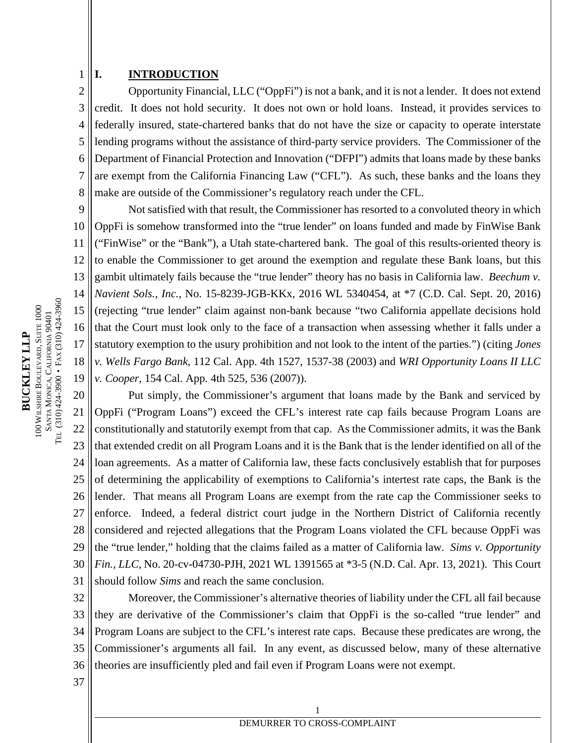## I. INTRODUCTION

Opportunity Financial, LLC ("OppFi") is not a bank, and it is not a lender. It does not extend credit. It does not hold security. It does not own or hold loans. Instead, it provides services to federally insured, state-chartered banks that do not have the size or capacity to operate interstate lending programs without the assistance of third-party service providers. The Commissioner of the Department of Financial Protection and Innovation ("DFPI") admits that loans made by these banks are exempt from the California Financing Law ("CFL"). As such, these banks and the loans they make are outside of the Commissioner's regulatory reach under the CFL.

Not satisfied with that result, the Commissioner has resorted to a convoluted theory in which OppFi is somehow transformed into the "true lender" on loans funded and made by FinWise Bank ("FinWise" or the "Bank"), a Utah state-chartered bank. The goal of this results-oriented theory is to enable the Commissioner to get around the exemption and regulate these Bank loans, but this gambit ultimately fails because the "true lender" theory has no basis in California law. *Beechum v. Navient Sols., Inc.*, No. 15-8239-JGB-KKx, 2016 WL 5340454, at *7 (C.D. Cal. Sept. 20, 2016) (rejecting "true lender" claim against non-bank because "two California appellate decisions hold that the Court must look only to the face of a transaction when assessing whether it falls under a statutory exemption to the usury prohibition and not look to the intent of the parties.") (citing *Jones v. Wells Fargo Bank,* 112 Cal. App. 4th 1527, 1537-38 (2003) and *WRI Opportunity Loans II LLC v. Cooper*, 154 Cal. App. 4th 525, 536 (2007)).

Put simply, the Commissioner's argument that loans made by the Bank and serviced by OppFi ("Program Loans") exceed the CFL's interest rate cap fails because Program Loans are constitutionally and statutorily exempt from that cap. As the Commissioner admits, it was the Bank that extended credit on all Program Loans and it is the Bank that is the lender identified on all of the loan agreements. As a matter of California law, these facts conclusively establish that for purposes of determining the applicability of exemptions to California's intertest rate caps, the Bank is the lender. That means all Program Loans are exempt from the rate cap the Commissioner seeks to enforce. Indeed, a federal district court judge in the Northern District of California recently considered and rejected allegations that the Program Loans violated the CFL because OppFi was the "true lender," holding that the claims failed as a matter of California law. *Sims v. Opportunity Fin., LLC*, No. 20-cv-04730-PJH, 2021 WL 1391565 at *3-5 (N.D. Cal. Apr. 13, 2021). This Court should follow *Sims* and reach the same conclusion.

Moreover, the Commissioner's alternative theories of liability under the CFL all fail because they are derivative of the Commissioner's claim that OppFi is the so-called "true lender" and Program Loans are subject to the CFL's interest rate caps. Because these predicates are wrong, the Commissioner's arguments all fail. In any event, as discussed below, many of these alternative theories are insufficiently pled and fail even if Program Loans were not exempt.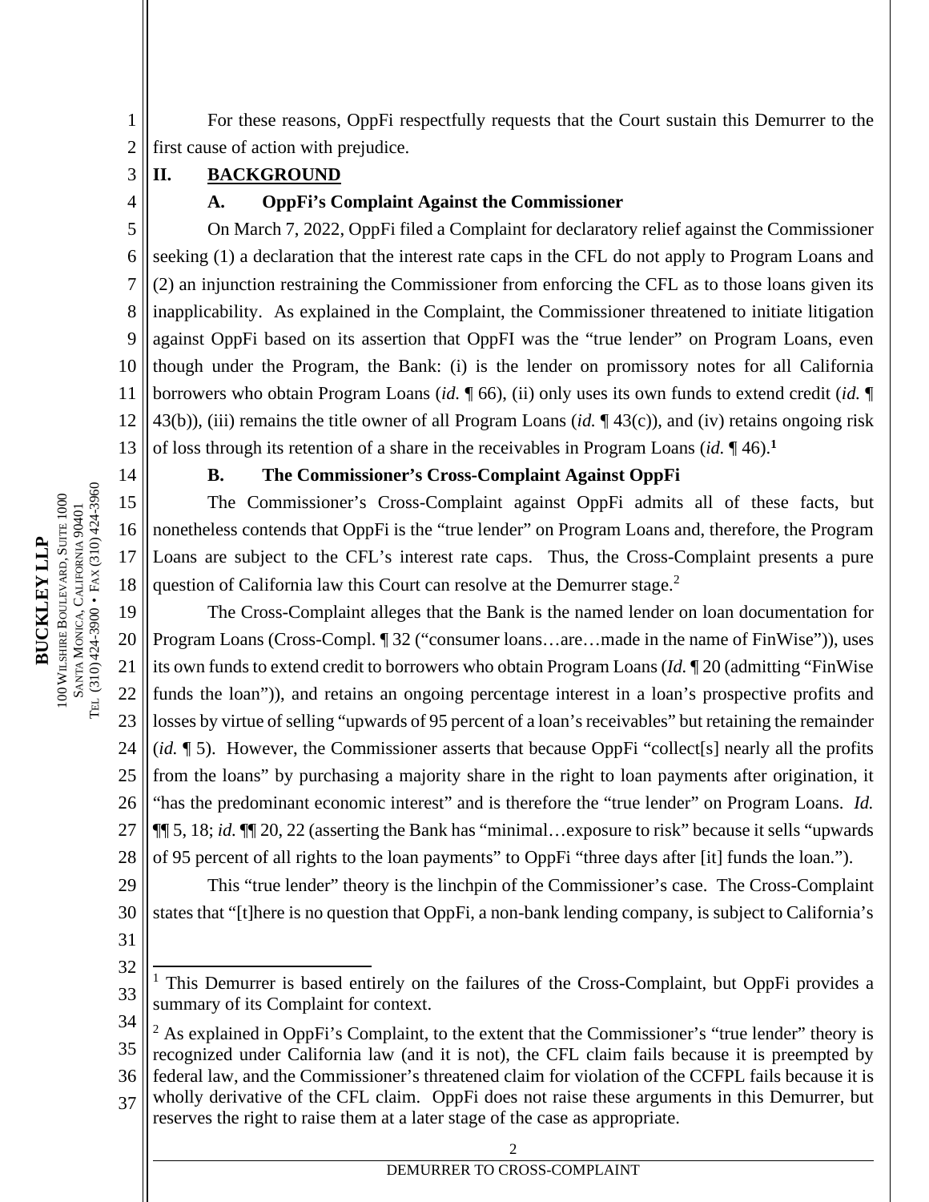For these reasons, OppFi respectfully requests that the Court sustain this Demurrer to the first cause of action with prejudice.

## II. BACKGROUND

### A. OppFi's Complaint Against the Commissioner

On March 7, 2022, OppFi filed a Complaint for declaratory relief against the Commissioner seeking (1) a declaration that the interest rate caps in the CFL do not apply to Program Loans and (2) an injunction restraining the Commissioner from enforcing the CFL as to those loans given its inapplicability. As explained in the Complaint, the Commissioner threatened to initiate litigation against OppFi based on its assertion that OppFI was the "true lender" on Program Loans, even though under the Program, the Bank: (i) is the lender on promissory notes for all California borrowers who obtain Program Loans (*id.* ¶ 66), (ii) only uses its own funds to extend credit (*id.* ¶ 43(b)), (iii) remains the title owner of all Program Loans (*id.* ¶ 43(c)), and (iv) retains ongoing risk of loss through its retention of a share in the receivables in Program Loans (*id.* ¶ 46).[1]

### B. The Commissioner's Cross-Complaint Against OppFi

The Commissioner's Cross-Complaint against OppFi admits all of these facts, but nonetheless contends that OppFi is the "true lender" on Program Loans and, therefore, the Program Loans are subject to the CFL's interest rate caps. Thus, the Cross-Complaint presents a pure question of California law this Court can resolve at the Demurrer stage.[2]

The Cross-Complaint alleges that the Bank is the named lender on loan documentation for Program Loans (Cross-Compl. ¶ 32 ("consumer loans…are…made in the name of FinWise")), uses its own funds to extend credit to borrowers who obtain Program Loans (*Id.* ¶ 20 (admitting "FinWise funds the loan")), and retains an ongoing percentage interest in a loan's prospective profits and losses by virtue of selling "upwards of 95 percent of a loan's receivables" but retaining the remainder (*id.* ¶ 5). However, the Commissioner asserts that because OppFi "collect[s] nearly all the profits from the loans" by purchasing a majority share in the right to loan payments after origination, it "has the predominant economic interest" and is therefore the "true lender" on Program Loans. *Id.* ¶¶ 5, 18; *id.* ¶¶ 20, 22 (asserting the Bank has "minimal…exposure to risk" because it sells "upwards of 95 percent of all rights to the loan payments" to OppFi "three days after [it] funds the loan.").

This "true lender" theory is the linchpin of the Commissioner's case. The Cross-Complaint states that "[t]here is no question that OppFi, a non-bank lending company, is subject to California's

---

[1] This Demurrer is based entirely on the failures of the Cross-Complaint, but OppFi provides a summary of its Complaint for context.

[2] As explained in OppFi's Complaint, to the extent that the Commissioner's "true lender" theory is recognized under California law (and it is not), the CFL claim fails because it is preempted by federal law, and the Commissioner's threatened claim for violation of the CCFPL fails because it is wholly derivative of the CFL claim. OppFi does not raise these arguments in this Demurrer, but reserves the right to raise them at a later stage of the case as appropriate.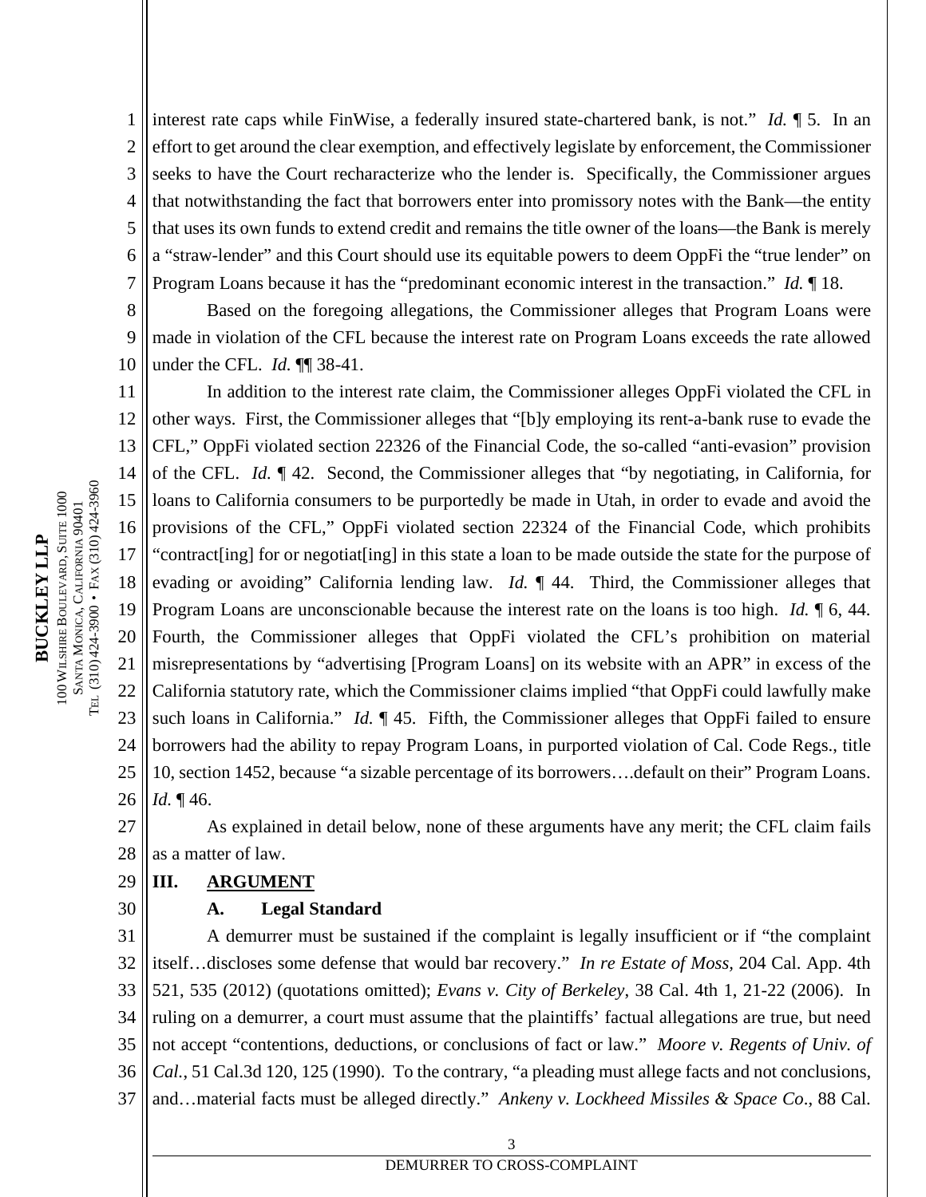interest rate caps while FinWise, a federally insured state-chartered bank, is not." *Id.* ¶ 5. In an effort to get around the clear exemption, and effectively legislate by enforcement, the Commissioner seeks to have the Court recharacterize who the lender is. Specifically, the Commissioner argues that notwithstanding the fact that borrowers enter into promissory notes with the Bank—the entity that uses its own funds to extend credit and remains the title owner of the loans—the Bank is merely a "straw-lender" and this Court should use its equitable powers to deem OppFi the "true lender" on Program Loans because it has the "predominant economic interest in the transaction." *Id.* ¶ 18.

Based on the foregoing allegations, the Commissioner alleges that Program Loans were made in violation of the CFL because the interest rate on Program Loans exceeds the rate allowed under the CFL. *Id.* ¶¶ 38-41.

In addition to the interest rate claim, the Commissioner alleges OppFi violated the CFL in other ways. First, the Commissioner alleges that "[b]y employing its rent-a-bank ruse to evade the CFL," OppFi violated section 22326 of the Financial Code, the so-called "anti-evasion" provision of the CFL. *Id.* ¶ 42. Second, the Commissioner alleges that "by negotiating, in California, for loans to California consumers to be purportedly be made in Utah, in order to evade and avoid the provisions of the CFL," OppFi violated section 22324 of the Financial Code, which prohibits "contract[ing] for or negotiat[ing] in this state a loan to be made outside the state for the purpose of evading or avoiding" California lending law. *Id.* ¶ 44. Third, the Commissioner alleges that Program Loans are unconscionable because the interest rate on the loans is too high. *Id.* ¶ 6, 44. Fourth, the Commissioner alleges that OppFi violated the CFL's prohibition on material misrepresentations by "advertising [Program Loans] on its website with an APR" in excess of the California statutory rate, which the Commissioner claims implied "that OppFi could lawfully make such loans in California." *Id.* ¶ 45. Fifth, the Commissioner alleges that OppFi failed to ensure borrowers had the ability to repay Program Loans, in purported violation of Cal. Code Regs., title 10, section 1452, because "a sizable percentage of its borrowers….default on their" Program Loans. *Id.* ¶ 46.

As explained in detail below, none of these arguments have any merit; the CFL claim fails as a matter of law.

## III. ARGUMENT

### A. Legal Standard

A demurrer must be sustained if the complaint is legally insufficient or if "the complaint itself…discloses some defense that would bar recovery." *In re Estate of Moss*, 204 Cal. App. 4th 521, 535 (2012) (quotations omitted); *Evans v. City of Berkeley*, 38 Cal. 4th 1, 21-22 (2006). In ruling on a demurrer, a court must assume that the plaintiffs' factual allegations are true, but need not accept "contentions, deductions, or conclusions of fact or law." *Moore v. Regents of Univ. of Cal.*, 51 Cal.3d 120, 125 (1990). To the contrary, "a pleading must allege facts and not conclusions, and…material facts must be alleged directly." *Ankeny v. Lockheed Missiles & Space Co*., 88 Cal.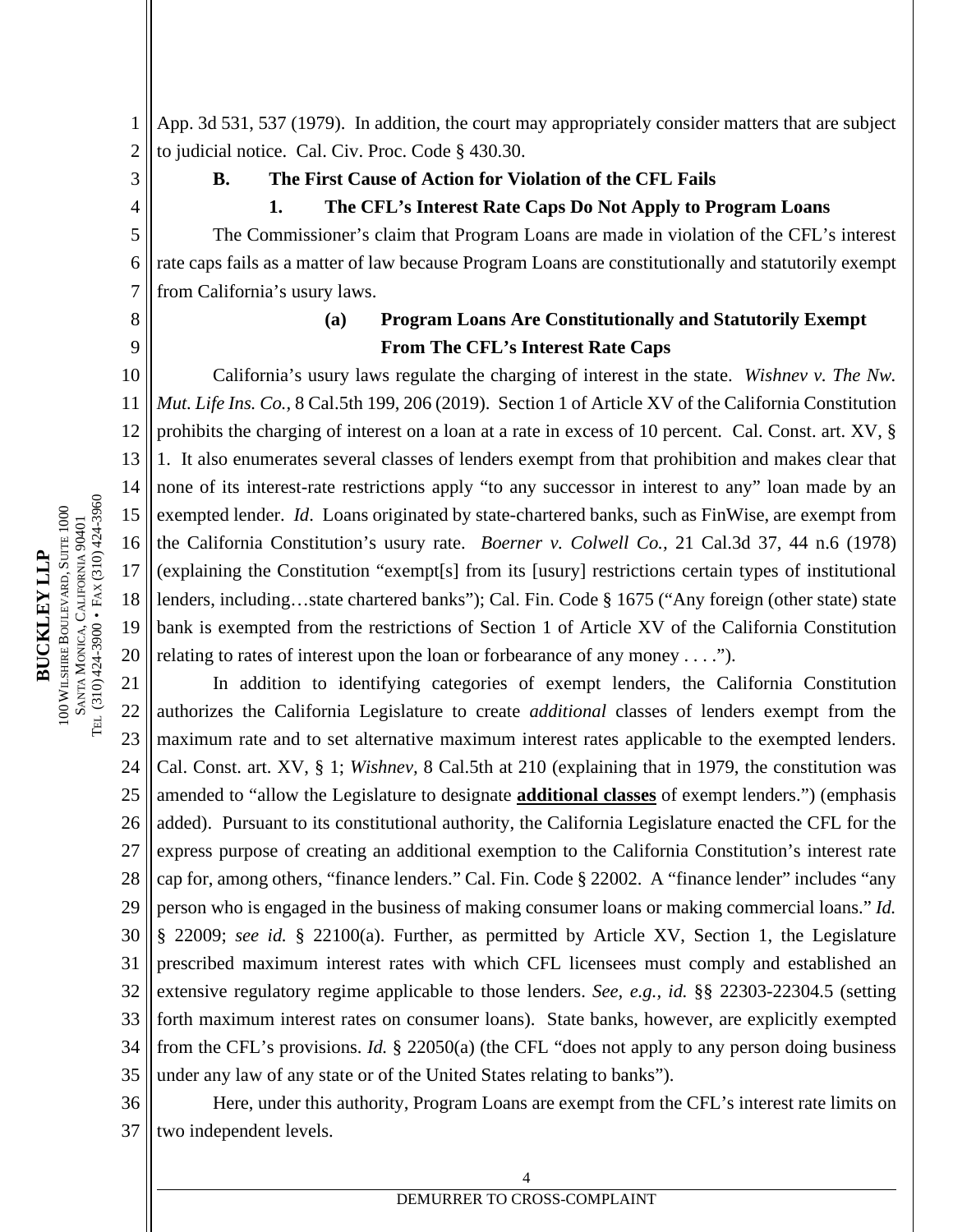App. 3d 531, 537 (1979). In addition, the court may appropriately consider matters that are subject to judicial notice. Cal. Civ. Proc. Code § 430.30.

### B. The First Cause of Action for Violation of the CFL Fails

#### 1. The CFL's Interest Rate Caps Do Not Apply to Program Loans

The Commissioner's claim that Program Loans are made in violation of the CFL's interest rate caps fails as a matter of law because Program Loans are constitutionally and statutorily exempt from California's usury laws.

##### (a) Program Loans Are Constitutionally and Statutorily Exempt From The CFL's Interest Rate Caps

California's usury laws regulate the charging of interest in the state. *Wishnev v. The Nw. Mut. Life Ins. Co.*, 8 Cal.5th 199, 206 (2019). Section 1 of Article XV of the California Constitution prohibits the charging of interest on a loan at a rate in excess of 10 percent. Cal. Const. art. XV, § 1. It also enumerates several classes of lenders exempt from that prohibition and makes clear that none of its interest-rate restrictions apply "to any successor in interest to any" loan made by an exempted lender. *Id*. Loans originated by state-chartered banks, such as FinWise, are exempt from the California Constitution's usury rate. *Boerner v. Colwell Co.*, 21 Cal.3d 37, 44 n.6 (1978) (explaining the Constitution "exempt[s] from its [usury] restrictions certain types of institutional lenders, including…state chartered banks"); Cal. Fin. Code § 1675 ("Any foreign (other state) state bank is exempted from the restrictions of Section 1 of Article XV of the California Constitution relating to rates of interest upon the loan or forbearance of any money . . . .").

In addition to identifying categories of exempt lenders, the California Constitution authorizes the California Legislature to create *additional* classes of lenders exempt from the maximum rate and to set alternative maximum interest rates applicable to the exempted lenders. Cal. Const. art. XV, § 1; *Wishnev*, 8 Cal.5th at 210 (explaining that in 1979, the constitution was amended to "allow the Legislature to designate **additional classes** of exempt lenders.") (emphasis added). Pursuant to its constitutional authority, the California Legislature enacted the CFL for the express purpose of creating an additional exemption to the California Constitution's interest rate cap for, among others, "finance lenders." Cal. Fin. Code § 22002. A "finance lender" includes "any person who is engaged in the business of making consumer loans or making commercial loans." *Id.* § 22009; *see id.* § 22100(a). Further, as permitted by Article XV, Section 1, the Legislature prescribed maximum interest rates with which CFL licensees must comply and established an extensive regulatory regime applicable to those lenders. *See, e.g.*, *id.* §§ 22303-22304.5 (setting forth maximum interest rates on consumer loans). State banks, however, are explicitly exempted from the CFL's provisions. *Id.* § 22050(a) (the CFL "does not apply to any person doing business under any law of any state or of the United States relating to banks").

Here, under this authority, Program Loans are exempt from the CFL's interest rate limits on two independent levels.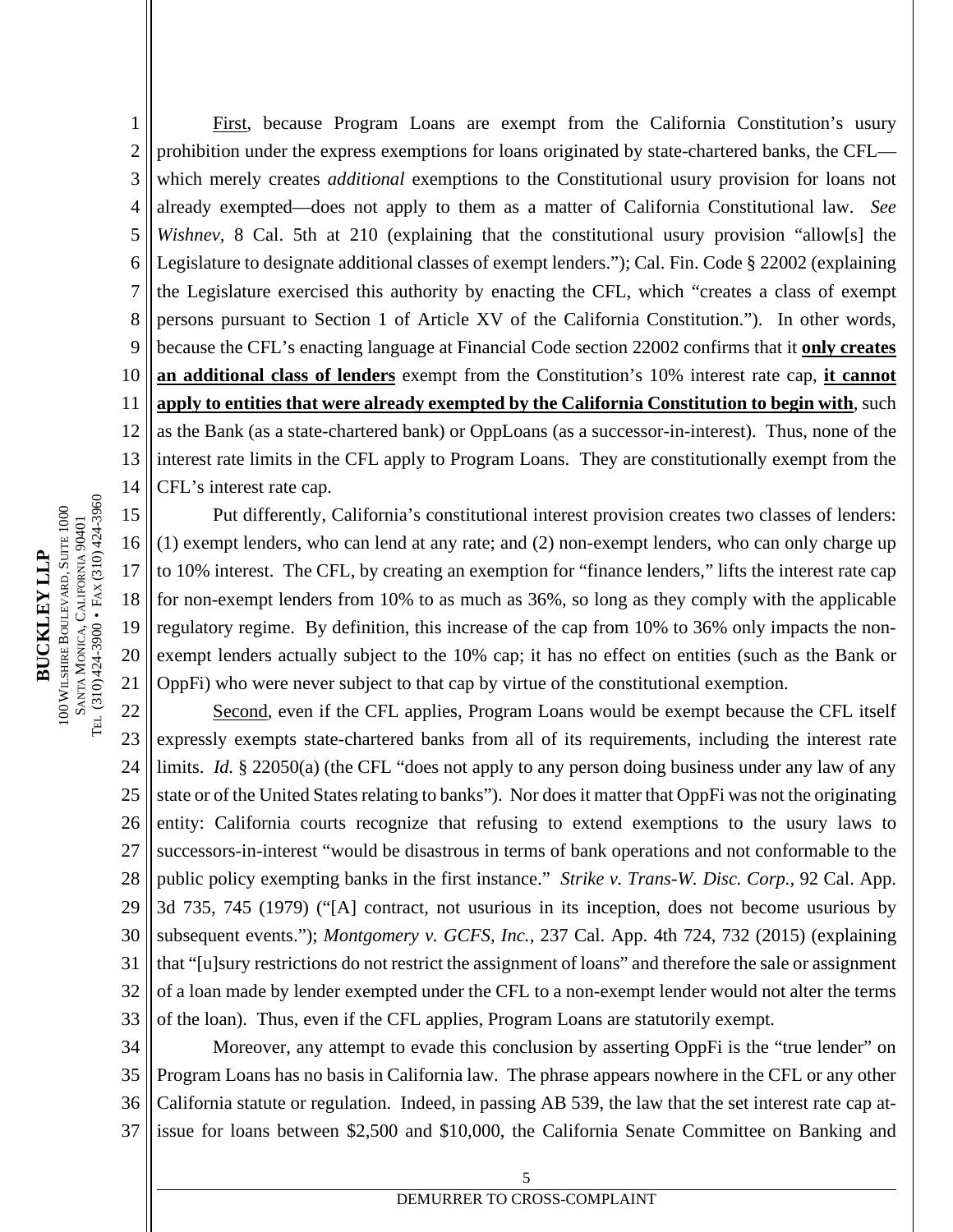First, because Program Loans are exempt from the California Constitution's usury prohibition under the express exemptions for loans originated by state-chartered banks, the CFL—which merely creates *additional* exemptions to the Constitutional usury provision for loans not already exempted—does not apply to them as a matter of California Constitutional law. *See Wishnev*, 8 Cal. 5th at 210 (explaining that the constitutional usury provision "allow[s] the Legislature to designate additional classes of exempt lenders."); Cal. Fin. Code § 22002 (explaining the Legislature exercised this authority by enacting the CFL, which "creates a class of exempt persons pursuant to Section 1 of Article XV of the California Constitution."). In other words, because the CFL's enacting language at Financial Code section 22002 confirms that it **only creates an additional class of lenders** exempt from the Constitution's 10% interest rate cap, **it cannot apply to entities that were already exempted by the California Constitution to begin with**, such as the Bank (as a state-chartered bank) or OppLoans (as a successor-in-interest). Thus, none of the interest rate limits in the CFL apply to Program Loans. They are constitutionally exempt from the CFL's interest rate cap.

Put differently, California's constitutional interest provision creates two classes of lenders: (1) exempt lenders, who can lend at any rate; and (2) non-exempt lenders, who can only charge up to 10% interest. The CFL, by creating an exemption for "finance lenders," lifts the interest rate cap for non-exempt lenders from 10% to as much as 36%, so long as they comply with the applicable regulatory regime. By definition, this increase of the cap from 10% to 36% only impacts the non-exempt lenders actually subject to the 10% cap; it has no effect on entities (such as the Bank or OppFi) who were never subject to that cap by virtue of the constitutional exemption.

Second, even if the CFL applies, Program Loans would be exempt because the CFL itself expressly exempts state-chartered banks from all of its requirements, including the interest rate limits. *Id.* § 22050(a) (the CFL "does not apply to any person doing business under any law of any state or of the United States relating to banks"). Nor does it matter that OppFi was not the originating entity: California courts recognize that refusing to extend exemptions to the usury laws to successors-in-interest "would be disastrous in terms of bank operations and not conformable to the public policy exempting banks in the first instance." *Strike v. Trans-W. Disc. Corp.*, 92 Cal. App. 3d 735, 745 (1979) ("[A] contract, not usurious in its inception, does not become usurious by subsequent events."); *Montgomery v. GCFS, Inc.*, 237 Cal. App. 4th 724, 732 (2015) (explaining that "[u]sury restrictions do not restrict the assignment of loans" and therefore the sale or assignment of a loan made by lender exempted under the CFL to a non-exempt lender would not alter the terms of the loan). Thus, even if the CFL applies, Program Loans are statutorily exempt.

Moreover, any attempt to evade this conclusion by asserting OppFi is the "true lender" on Program Loans has no basis in California law. The phrase appears nowhere in the CFL or any other California statute or regulation. Indeed, in passing AB 539, the law that the set interest rate cap at-issue for loans between $2,500 and $10,000, the California Senate Committee on Banking and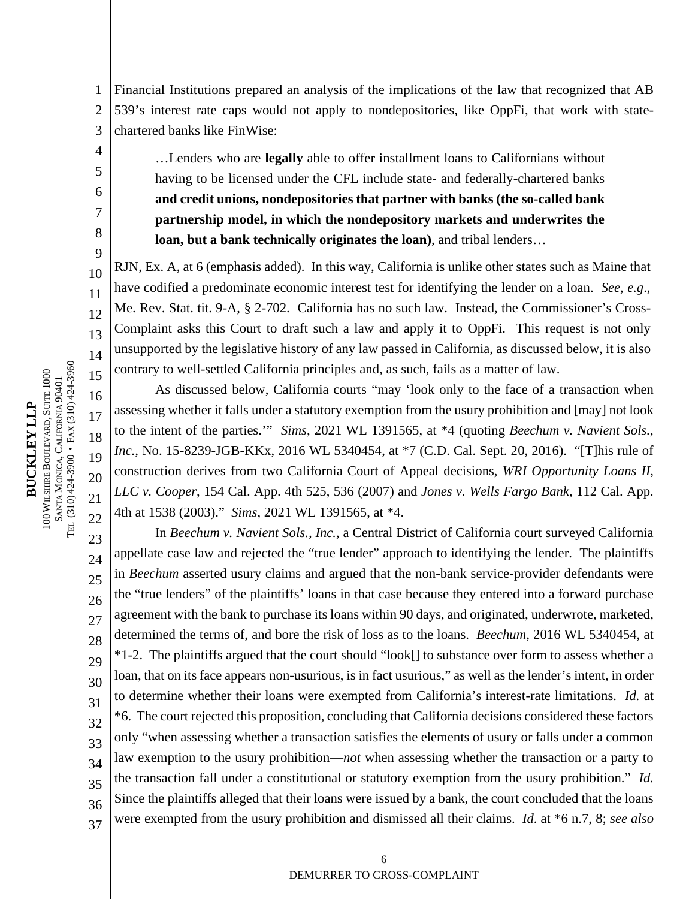Financial Institutions prepared an analysis of the implications of the law that recognized that AB 539's interest rate caps would not apply to nondepositories, like OppFi, that work with state-chartered banks like FinWise:

> …Lenders who are **legally** able to offer installment loans to Californians without having to be licensed under the CFL include state- and federally-chartered banks **and credit unions, nondepositories that partner with banks (the so-called bank partnership model, in which the nondepository markets and underwrites the loan, but a bank technically originates the loan)**, and tribal lenders…

RJN, Ex. A, at 6 (emphasis added). In this way, California is unlike other states such as Maine that have codified a predominate economic interest test for identifying the lender on a loan. *See, e.g*., Me. Rev. Stat. tit. 9-A, § 2-702. California has no such law. Instead, the Commissioner's Cross-Complaint asks this Court to draft such a law and apply it to OppFi. This request is not only unsupported by the legislative history of any law passed in California, as discussed below, it is also contrary to well-settled California principles and, as such, fails as a matter of law.

As discussed below, California courts "may 'look only to the face of a transaction when assessing whether it falls under a statutory exemption from the usury prohibition and [may] not look to the intent of the parties.'" *Sims*, 2021 WL 1391565, at *4 (quoting *Beechum v. Navient Sols., Inc.*, No. 15-8239-JGB-KKx, 2016 WL 5340454, at *7 (C.D. Cal. Sept. 20, 2016). "[T]his rule of construction derives from two California Court of Appeal decisions, *WRI Opportunity Loans II, LLC v. Cooper*, 154 Cal. App. 4th 525, 536 (2007) and *Jones v. Wells Fargo Bank*, 112 Cal. App. 4th at 1538 (2003)." *Sims*, 2021 WL 1391565, at *4.

In *Beechum v. Navient Sols., Inc.*, a Central District of California court surveyed California appellate case law and rejected the "true lender" approach to identifying the lender. The plaintiffs in *Beechum* asserted usury claims and argued that the non-bank service-provider defendants were the "true lenders" of the plaintiffs' loans in that case because they entered into a forward purchase agreement with the bank to purchase its loans within 90 days, and originated, underwrote, marketed, determined the terms of, and bore the risk of loss as to the loans. *Beechum*, 2016 WL 5340454, at *1-2. The plaintiffs argued that the court should "look[] to substance over form to assess whether a loan, that on its face appears non-usurious, is in fact usurious," as well as the lender's intent, in order to determine whether their loans were exempted from California's interest-rate limitations. *Id.* at *6. The court rejected this proposition, concluding that California decisions considered these factors only "when assessing whether a transaction satisfies the elements of usury or falls under a common law exemption to the usury prohibition—*not* when assessing whether the transaction or a party to the transaction fall under a constitutional or statutory exemption from the usury prohibition." *Id.* Since the plaintiffs alleged that their loans were issued by a bank, the court concluded that the loans were exempted from the usury prohibition and dismissed all their claims. *Id*. at *6 n.7, 8; *see also*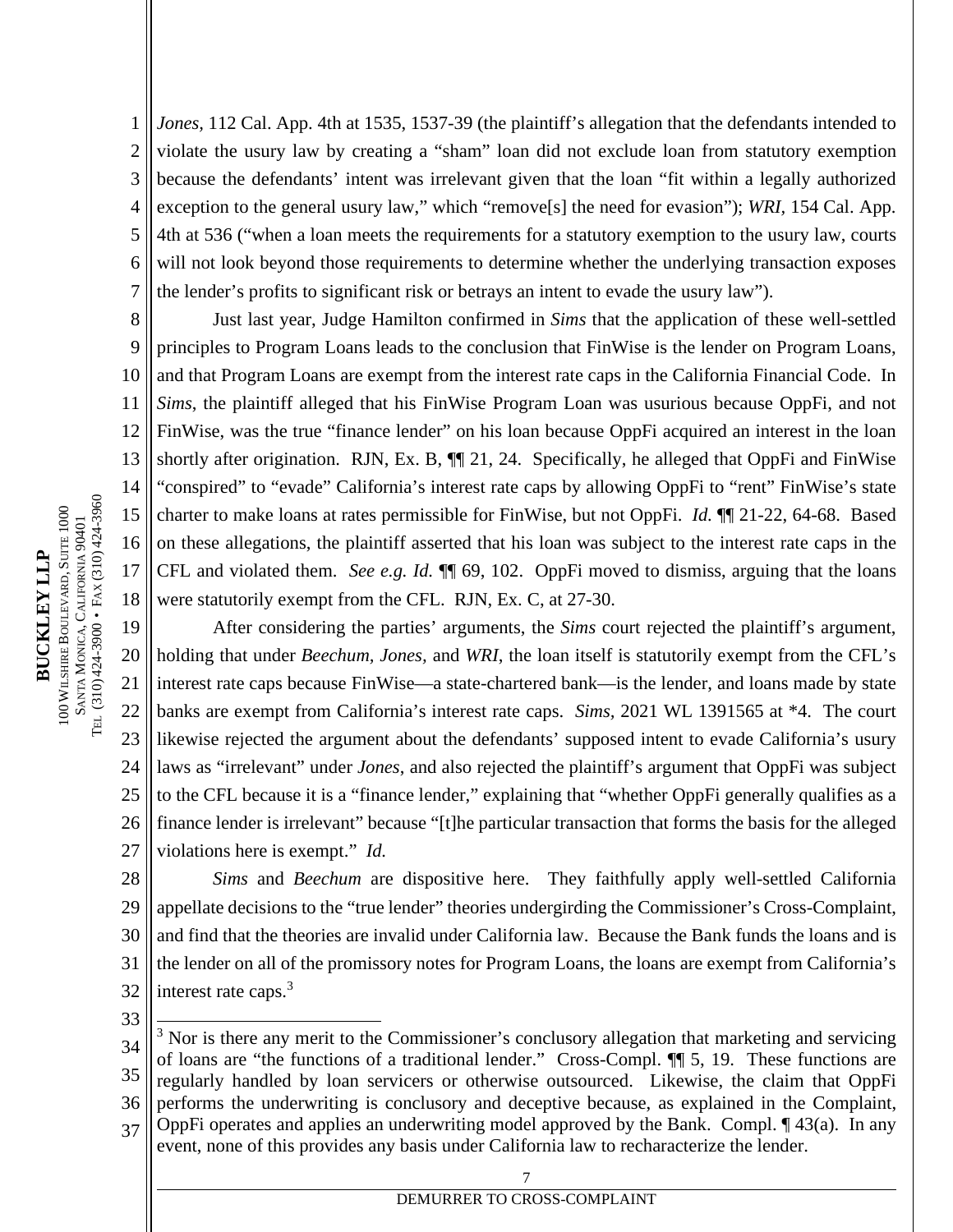*Jones*, 112 Cal. App. 4th at 1535, 1537-39 (the plaintiff's allegation that the defendants intended to violate the usury law by creating a "sham" loan did not exclude loan from statutory exemption because the defendants' intent was irrelevant given that the loan "fit within a legally authorized exception to the general usury law," which "remove[s] the need for evasion"); *WRI*, 154 Cal. App. 4th at 536 ("when a loan meets the requirements for a statutory exemption to the usury law, courts will not look beyond those requirements to determine whether the underlying transaction exposes the lender's profits to significant risk or betrays an intent to evade the usury law").

Just last year, Judge Hamilton confirmed in *Sims* that the application of these well-settled principles to Program Loans leads to the conclusion that FinWise is the lender on Program Loans, and that Program Loans are exempt from the interest rate caps in the California Financial Code. In *Sims*, the plaintiff alleged that his FinWise Program Loan was usurious because OppFi, and not FinWise, was the true "finance lender" on his loan because OppFi acquired an interest in the loan shortly after origination. RJN, Ex. B, ¶¶ 21, 24. Specifically, he alleged that OppFi and FinWise "conspired" to "evade" California's interest rate caps by allowing OppFi to "rent" FinWise's state charter to make loans at rates permissible for FinWise, but not OppFi. *Id.* ¶¶ 21-22, 64-68. Based on these allegations, the plaintiff asserted that his loan was subject to the interest rate caps in the CFL and violated them. *See e.g. Id.* ¶¶ 69, 102. OppFi moved to dismiss, arguing that the loans were statutorily exempt from the CFL. RJN, Ex. C, at 27-30.

After considering the parties' arguments, the *Sims* court rejected the plaintiff's argument, holding that under *Beechum*, *Jones*, and *WRI*, the loan itself is statutorily exempt from the CFL's interest rate caps because FinWise—a state-chartered bank—is the lender, and loans made by state banks are exempt from California's interest rate caps. *Sims*, 2021 WL 1391565 at *4. The court likewise rejected the argument about the defendants' supposed intent to evade California's usury laws as "irrelevant" under *Jones*, and also rejected the plaintiff's argument that OppFi was subject to the CFL because it is a "finance lender," explaining that "whether OppFi generally qualifies as a finance lender is irrelevant" because "[t]he particular transaction that forms the basis for the alleged violations here is exempt." *Id.*

*Sims* and *Beechum* are dispositive here. They faithfully apply well-settled California appellate decisions to the "true lender" theories undergirding the Commissioner's Cross-Complaint, and find that the theories are invalid under California law. Because the Bank funds the loans and is the lender on all of the promissory notes for Program Loans, the loans are exempt from California's interest rate caps.[3]

---

[3] Nor is there any merit to the Commissioner's conclusory allegation that marketing and servicing of loans are "the functions of a traditional lender." Cross-Compl. ¶¶ 5, 19. These functions are regularly handled by loan servicers or otherwise outsourced. Likewise, the claim that OppFi performs the underwriting is conclusory and deceptive because, as explained in the Complaint, OppFi operates and applies an underwriting model approved by the Bank. Compl. ¶ 43(a). In any event, none of this provides any basis under California law to recharacterize the lender.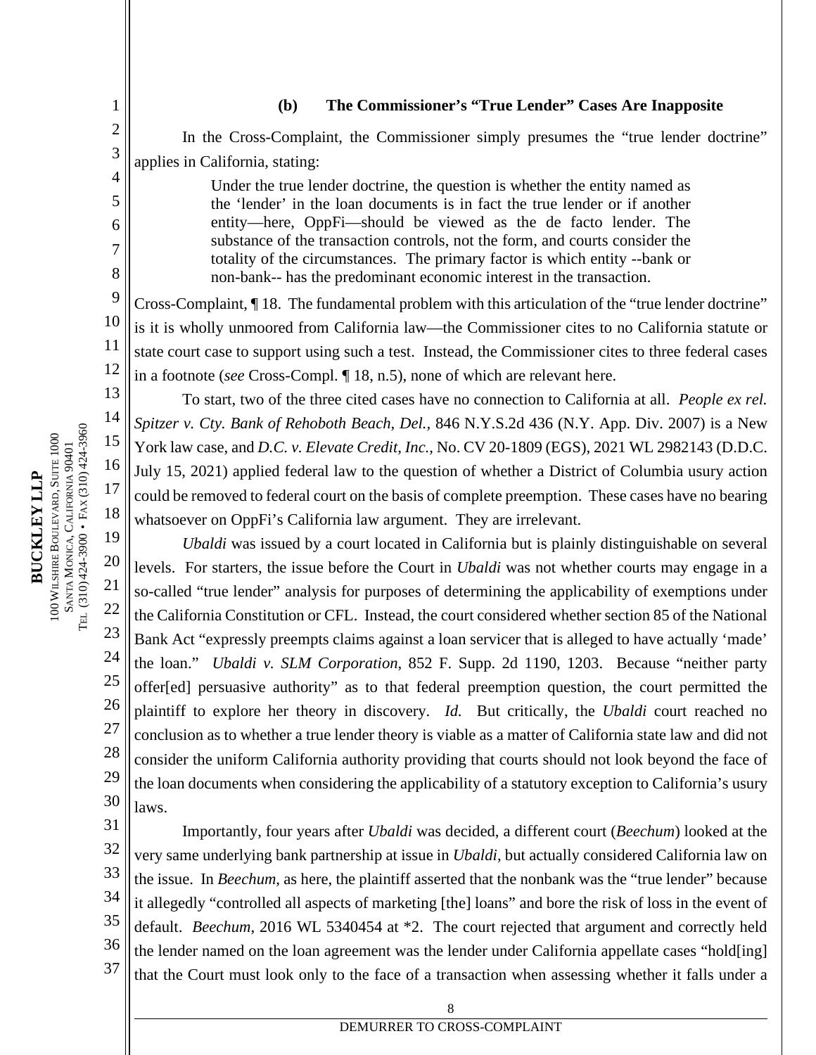#### (b) The Commissioner's "True Lender" Cases Are Inapposite

In the Cross-Complaint, the Commissioner simply presumes the "true lender doctrine" applies in California, stating:

> Under the true lender doctrine, the question is whether the entity named as the 'lender' in the loan documents is in fact the true lender or if another entity—here, OppFi—should be viewed as the de facto lender. The substance of the transaction controls, not the form, and courts consider the totality of the circumstances. The primary factor is which entity --bank or non-bank-- has the predominant economic interest in the transaction.

Cross-Complaint, ¶ 18. The fundamental problem with this articulation of the "true lender doctrine" is it is wholly unmoored from California law—the Commissioner cites to no California statute or state court case to support using such a test. Instead, the Commissioner cites to three federal cases in a footnote (*see* Cross-Compl. ¶ 18, n.5), none of which are relevant here.

To start, two of the three cited cases have no connection to California at all. *People ex rel. Spitzer v. Cty. Bank of Rehoboth Beach, Del.*, 846 N.Y.S.2d 436 (N.Y. App. Div. 2007) is a New York law case, and *D.C. v. Elevate Credit, Inc.*, No. CV 20-1809 (EGS), 2021 WL 2982143 (D.D.C. July 15, 2021) applied federal law to the question of whether a District of Columbia usury action could be removed to federal court on the basis of complete preemption. These cases have no bearing whatsoever on OppFi's California law argument. They are irrelevant.

*Ubaldi* was issued by a court located in California but is plainly distinguishable on several levels. For starters, the issue before the Court in *Ubaldi* was not whether courts may engage in a so-called "true lender" analysis for purposes of determining the applicability of exemptions under the California Constitution or CFL. Instead, the court considered whether section 85 of the National Bank Act "expressly preempts claims against a loan servicer that is alleged to have actually 'made' the loan." *Ubaldi v. SLM Corporation*, 852 F. Supp. 2d 1190, 1203. Because "neither party offer[ed] persuasive authority" as to that federal preemption question, the court permitted the plaintiff to explore her theory in discovery. *Id.* But critically, the *Ubaldi* court reached no conclusion as to whether a true lender theory is viable as a matter of California state law and did not consider the uniform California authority providing that courts should not look beyond the face of the loan documents when considering the applicability of a statutory exception to California's usury laws.

Importantly, four years after *Ubaldi* was decided, a different court (*Beechum*) looked at the very same underlying bank partnership at issue in *Ubaldi*, but actually considered California law on the issue. In *Beechum*, as here, the plaintiff asserted that the nonbank was the "true lender" because it allegedly "controlled all aspects of marketing [the] loans" and bore the risk of loss in the event of default. *Beechum*, 2016 WL 5340454 at *2. The court rejected that argument and correctly held the lender named on the loan agreement was the lender under California appellate cases "hold[ing] that the Court must look only to the face of a transaction when assessing whether it falls under a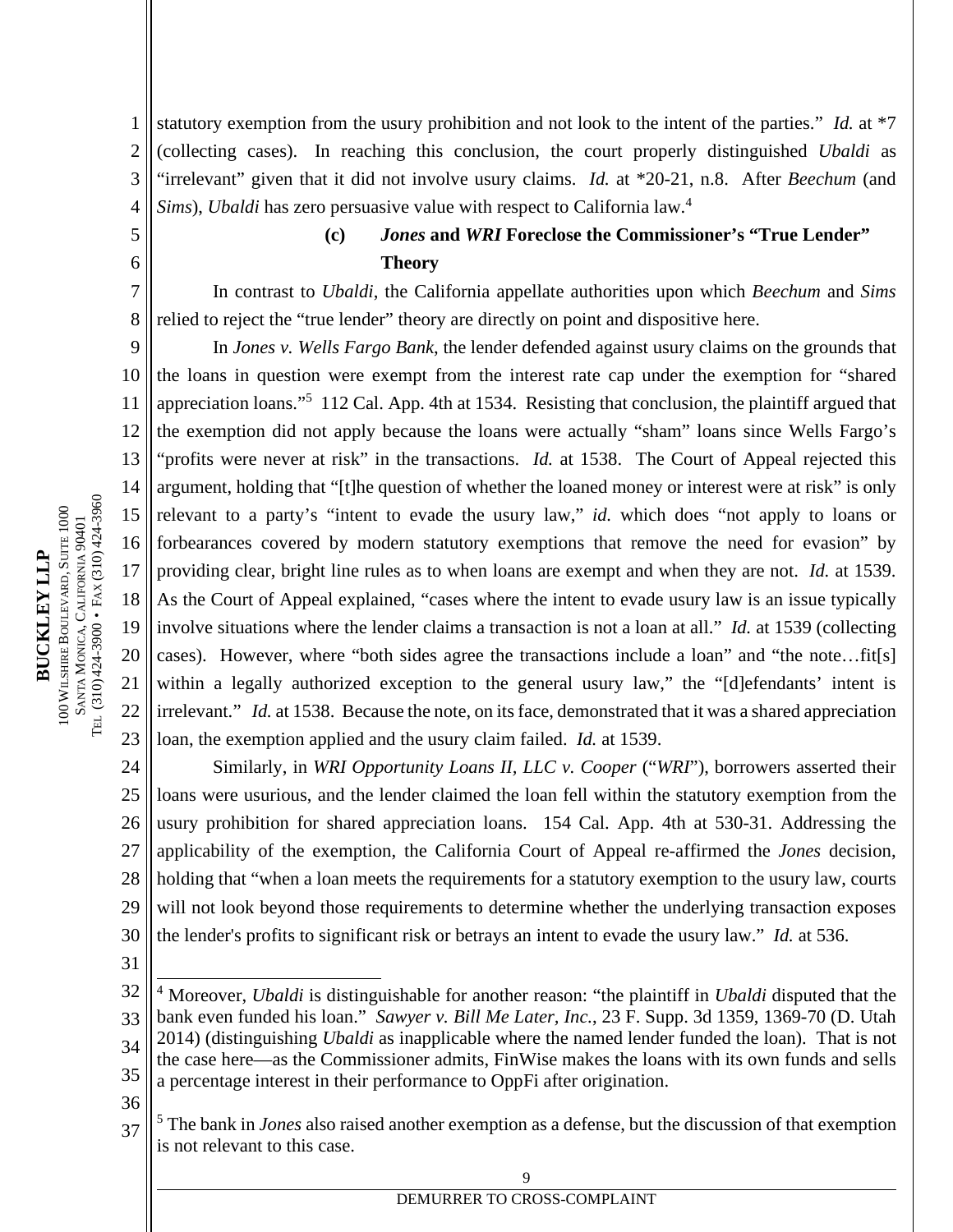statutory exemption from the usury prohibition and not look to the intent of the parties." *Id.* at *7 (collecting cases). In reaching this conclusion, the court properly distinguished *Ubaldi* as "irrelevant" given that it did not involve usury claims. *Id.* at *20-21, n.8. After *Beechum* (and *Sims*), *Ubaldi* has zero persuasive value with respect to California law.[4]

#### (c) *Jones* and *WRI* Foreclose the Commissioner's "True Lender" Theory

In contrast to *Ubaldi*, the California appellate authorities upon which *Beechum* and *Sims* relied to reject the "true lender" theory are directly on point and dispositive here.

In *Jones v. Wells Fargo Bank*, the lender defended against usury claims on the grounds that the loans in question were exempt from the interest rate cap under the exemption for "shared appreciation loans."[5] 112 Cal. App. 4th at 1534. Resisting that conclusion, the plaintiff argued that the exemption did not apply because the loans were actually "sham" loans since Wells Fargo's "profits were never at risk" in the transactions. *Id.* at 1538. The Court of Appeal rejected this argument, holding that "[t]he question of whether the loaned money or interest were at risk" is only relevant to a party's "intent to evade the usury law," *id.* which does "not apply to loans or forbearances covered by modern statutory exemptions that remove the need for evasion" by providing clear, bright line rules as to when loans are exempt and when they are not. *Id.* at 1539. As the Court of Appeal explained, "cases where the intent to evade usury law is an issue typically involve situations where the lender claims a transaction is not a loan at all." *Id.* at 1539 (collecting cases). However, where "both sides agree the transactions include a loan" and "the note…fit[s] within a legally authorized exception to the general usury law," the "[d]efendants' intent is irrelevant." *Id.* at 1538. Because the note, on its face, demonstrated that it was a shared appreciation loan, the exemption applied and the usury claim failed. *Id.* at 1539.

Similarly, in *WRI Opportunity Loans II, LLC v. Cooper* ("*WRI*"), borrowers asserted their loans were usurious, and the lender claimed the loan fell within the statutory exemption from the usury prohibition for shared appreciation loans. 154 Cal. App. 4th at 530-31. Addressing the applicability of the exemption, the California Court of Appeal re-affirmed the *Jones* decision, holding that "when a loan meets the requirements for a statutory exemption to the usury law, courts will not look beyond those requirements to determine whether the underlying transaction exposes the lender's profits to significant risk or betrays an intent to evade the usury law." *Id.* at 536.

---

[4] Moreover, *Ubaldi* is distinguishable for another reason: "the plaintiff in *Ubaldi* disputed that the bank even funded his loan." *Sawyer v. Bill Me Later, Inc.*, 23 F. Supp. 3d 1359, 1369-70 (D. Utah 2014) (distinguishing *Ubaldi* as inapplicable where the named lender funded the loan). That is not the case here—as the Commissioner admits, FinWise makes the loans with its own funds and sells a percentage interest in their performance to OppFi after origination.

[5] The bank in *Jones* also raised another exemption as a defense, but the discussion of that exemption is not relevant to this case.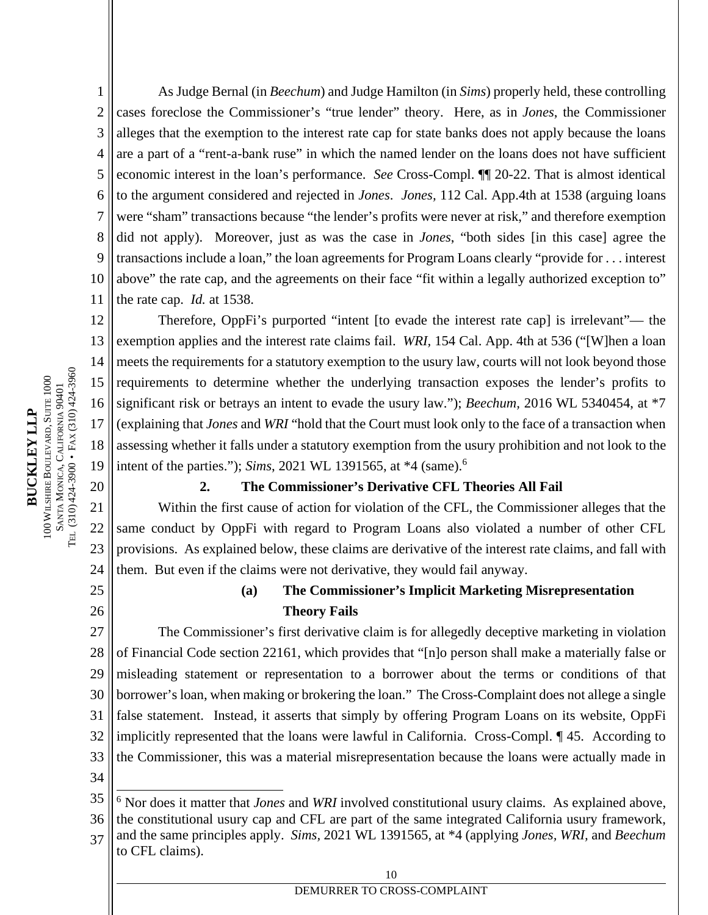As Judge Bernal (in *Beechum*) and Judge Hamilton (in *Sims*) properly held, these controlling cases foreclose the Commissioner's "true lender" theory. Here, as in *Jones*, the Commissioner alleges that the exemption to the interest rate cap for state banks does not apply because the loans are a part of a "rent-a-bank ruse" in which the named lender on the loans does not have sufficient economic interest in the loan's performance. *See* Cross-Compl. ¶¶ 20-22. That is almost identical to the argument considered and rejected in *Jones*. *Jones,* 112 Cal. App.4th at 1538 (arguing loans were "sham" transactions because "the lender's profits were never at risk," and therefore exemption did not apply). Moreover, just as was the case in *Jones*, "both sides [in this case] agree the transactions include a loan," the loan agreements for Program Loans clearly "provide for . . . interest above" the rate cap, and the agreements on their face "fit within a legally authorized exception to" the rate cap. *Id.* at 1538.

Therefore, OppFi's purported "intent [to evade the interest rate cap] is irrelevant"— the exemption applies and the interest rate claims fail. *WRI,* 154 Cal. App. 4th at 536 ("[W]hen a loan meets the requirements for a statutory exemption to the usury law, courts will not look beyond those requirements to determine whether the underlying transaction exposes the lender's profits to significant risk or betrays an intent to evade the usury law."); *Beechum,* 2016 WL 5340454, at *7 (explaining that *Jones* and *WRI* "hold that the Court must look only to the face of a transaction when assessing whether it falls under a statutory exemption from the usury prohibition and not look to the intent of the parties."); *Sims*, 2021 WL 1391565, at *4 (same).[6]

### 2. The Commissioner's Derivative CFL Theories All Fail

Within the first cause of action for violation of the CFL, the Commissioner alleges that the same conduct by OppFi with regard to Program Loans also violated a number of other CFL provisions. As explained below, these claims are derivative of the interest rate claims, and fall with them. But even if the claims were not derivative, they would fail anyway.

#### (a) The Commissioner's Implicit Marketing Misrepresentation Theory Fails

The Commissioner's first derivative claim is for allegedly deceptive marketing in violation of Financial Code section 22161, which provides that "[n]o person shall make a materially false or misleading statement or representation to a borrower about the terms or conditions of that borrower's loan, when making or brokering the loan." The Cross-Complaint does not allege a single false statement. Instead, it asserts that simply by offering Program Loans on its website, OppFi implicitly represented that the loans were lawful in California. Cross-Compl. ¶ 45. According to the Commissioner, this was a material misrepresentation because the loans were actually made in

---

[6] Nor does it matter that *Jones* and *WRI* involved constitutional usury claims. As explained above, the constitutional usury cap and CFL are part of the same integrated California usury framework, and the same principles apply. *Sims*, 2021 WL 1391565, at *4 (applying *Jones*, *WRI*, and *Beechum* to CFL claims).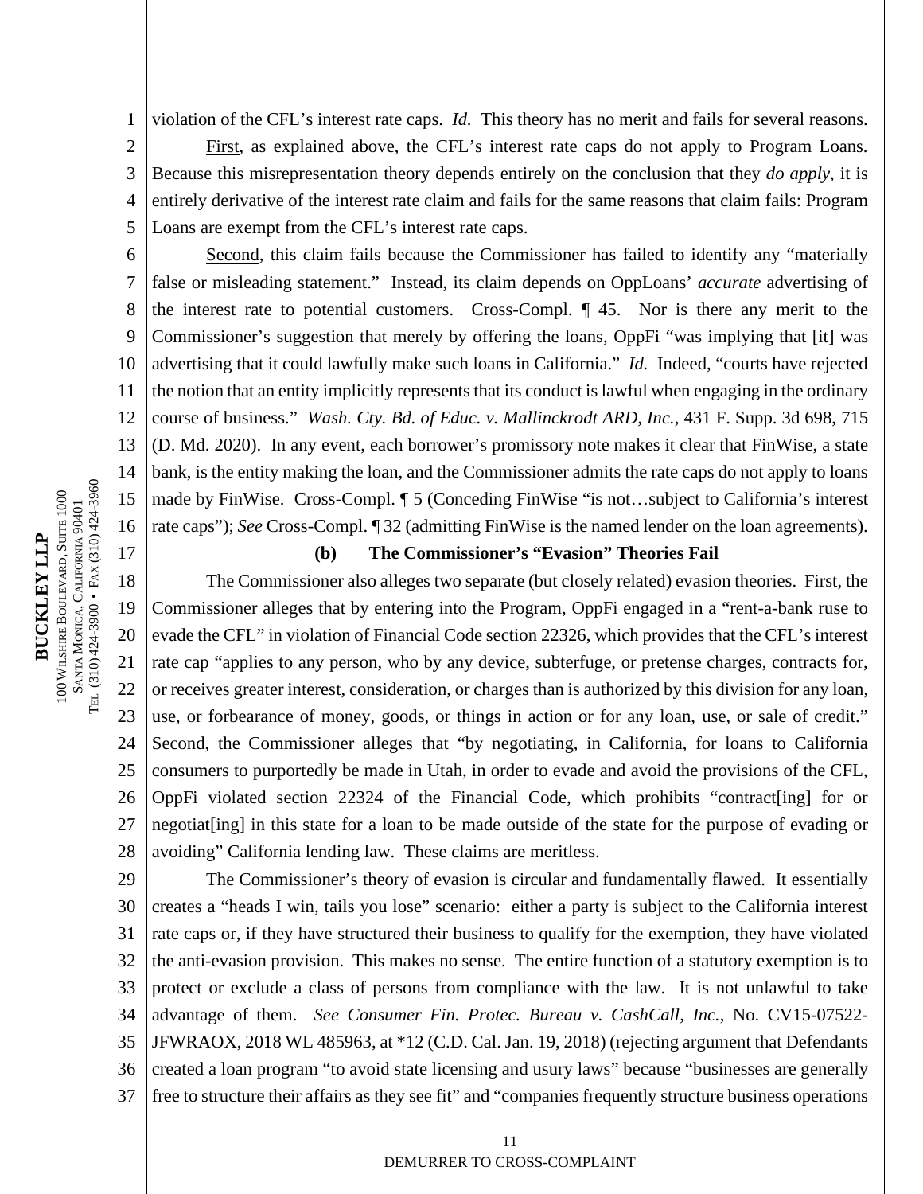violation of the CFL's interest rate caps. *Id.* This theory has no merit and fails for several reasons.

First, as explained above, the CFL's interest rate caps do not apply to Program Loans. Because this misrepresentation theory depends entirely on the conclusion that they *do apply*, it is entirely derivative of the interest rate claim and fails for the same reasons that claim fails: Program Loans are exempt from the CFL's interest rate caps.

Second, this claim fails because the Commissioner has failed to identify any "materially false or misleading statement." Instead, its claim depends on OppLoans' *accurate* advertising of the interest rate to potential customers. Cross-Compl. ¶ 45. Nor is there any merit to the Commissioner's suggestion that merely by offering the loans, OppFi "was implying that [it] was advertising that it could lawfully make such loans in California." *Id.* Indeed, "courts have rejected the notion that an entity implicitly represents that its conduct is lawful when engaging in the ordinary course of business." *Wash. Cty. Bd. of Educ. v. Mallinckrodt ARD, Inc.*, 431 F. Supp. 3d 698, 715 (D. Md. 2020). In any event, each borrower's promissory note makes it clear that FinWise, a state bank, is the entity making the loan, and the Commissioner admits the rate caps do not apply to loans made by FinWise. Cross-Compl. ¶ 5 (Conceding FinWise "is not…subject to California's interest rate caps"); *See* Cross-Compl. ¶ 32 (admitting FinWise is the named lender on the loan agreements).

**(b) The Commissioner's "Evasion" Theories Fail**

The Commissioner also alleges two separate (but closely related) evasion theories. First, the Commissioner alleges that by entering into the Program, OppFi engaged in a "rent-a-bank ruse to evade the CFL" in violation of Financial Code section 22326, which provides that the CFL's interest rate cap "applies to any person, who by any device, subterfuge, or pretense charges, contracts for, or receives greater interest, consideration, or charges than is authorized by this division for any loan, use, or forbearance of money, goods, or things in action or for any loan, use, or sale of credit." Second, the Commissioner alleges that "by negotiating, in California, for loans to California consumers to purportedly be made in Utah, in order to evade and avoid the provisions of the CFL, OppFi violated section 22324 of the Financial Code, which prohibits "contract[ing] for or negotiat[ing] in this state for a loan to be made outside of the state for the purpose of evading or avoiding" California lending law. These claims are meritless.

The Commissioner's theory of evasion is circular and fundamentally flawed. It essentially creates a "heads I win, tails you lose" scenario: either a party is subject to the California interest rate caps or, if they have structured their business to qualify for the exemption, they have violated the anti-evasion provision. This makes no sense. The entire function of a statutory exemption is to protect or exclude a class of persons from compliance with the law. It is not unlawful to take advantage of them. *See Consumer Fin. Protec. Bureau v. CashCall, Inc.*, No. CV15-07522-JFWRAOX, 2018 WL 485963, at *12 (C.D. Cal. Jan. 19, 2018) (rejecting argument that Defendants created a loan program "to avoid state licensing and usury laws" because "businesses are generally free to structure their affairs as they see fit" and "companies frequently structure business operations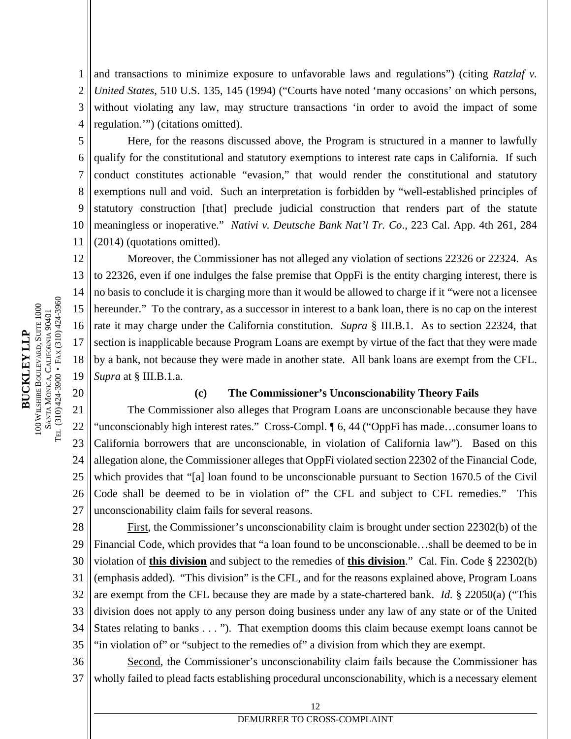and transactions to minimize exposure to unfavorable laws and regulations") (citing *Ratzlaf v. United States*, 510 U.S. 135, 145 (1994) ("Courts have noted 'many occasions' on which persons, without violating any law, may structure transactions 'in order to avoid the impact of some regulation.'") (citations omitted).

Here, for the reasons discussed above, the Program is structured in a manner to lawfully qualify for the constitutional and statutory exemptions to interest rate caps in California. If such conduct constitutes actionable "evasion," that would render the constitutional and statutory exemptions null and void. Such an interpretation is forbidden by "well-established principles of statutory construction [that] preclude judicial construction that renders part of the statute meaningless or inoperative." *Nativi v. Deutsche Bank Nat'l Tr. Co*., 223 Cal. App. 4th 261, 284 (2014) (quotations omitted).

Moreover, the Commissioner has not alleged any violation of sections 22326 or 22324. As to 22326, even if one indulges the false premise that OppFi is the entity charging interest, there is no basis to conclude it is charging more than it would be allowed to charge if it "were not a licensee hereunder." To the contrary, as a successor in interest to a bank loan, there is no cap on the interest rate it may charge under the California constitution. *Supra* § III.B.1. As to section 22324, that section is inapplicable because Program Loans are exempt by virtue of the fact that they were made by a bank, not because they were made in another state. All bank loans are exempt from the CFL. *Supra* at § III.B.1.a.

**(c) The Commissioner's Unconscionability Theory Fails**

The Commissioner also alleges that Program Loans are unconscionable because they have "unconscionably high interest rates." Cross-Compl. ¶ 6, 44 ("OppFi has made…consumer loans to California borrowers that are unconscionable, in violation of California law"). Based on this allegation alone, the Commissioner alleges that OppFi violated section 22302 of the Financial Code, which provides that "[a] loan found to be unconscionable pursuant to Section 1670.5 of the Civil Code shall be deemed to be in violation of" the CFL and subject to CFL remedies." This unconscionability claim fails for several reasons.

First, the Commissioner's unconscionability claim is brought under section 22302(b) of the Financial Code, which provides that "a loan found to be unconscionable…shall be deemed to be in violation of **this division** and subject to the remedies of **this division**." Cal. Fin. Code § 22302(b) (emphasis added). "This division" is the CFL, and for the reasons explained above, Program Loans are exempt from the CFL because they are made by a state-chartered bank. *Id.* § 22050(a) ("This division does not apply to any person doing business under any law of any state or of the United States relating to banks . . . "). That exemption dooms this claim because exempt loans cannot be "in violation of" or "subject to the remedies of" a division from which they are exempt.

Second, the Commissioner's unconscionability claim fails because the Commissioner has wholly failed to plead facts establishing procedural unconscionability, which is a necessary element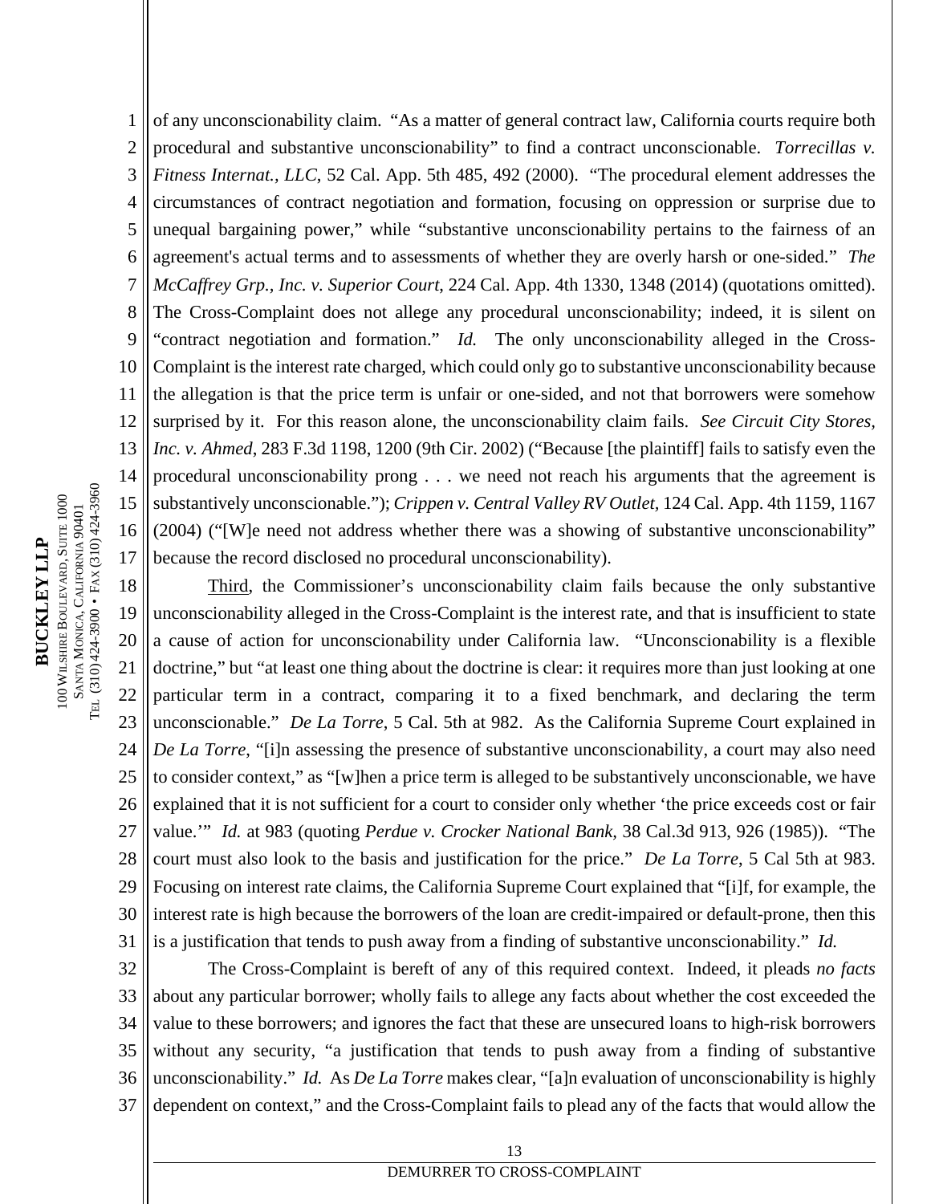of any unconscionability claim. "As a matter of general contract law, California courts require both procedural and substantive unconscionability" to find a contract unconscionable. *Torrecillas v. Fitness Internat., LLC*, 52 Cal. App. 5th 485, 492 (2000). "The procedural element addresses the circumstances of contract negotiation and formation, focusing on oppression or surprise due to unequal bargaining power," while "substantive unconscionability pertains to the fairness of an agreement's actual terms and to assessments of whether they are overly harsh or one-sided." *The McCaffrey Grp., Inc. v. Superior Court*, 224 Cal. App. 4th 1330, 1348 (2014) (quotations omitted). The Cross-Complaint does not allege any procedural unconscionability; indeed, it is silent on "contract negotiation and formation." *Id.* The only unconscionability alleged in the Cross-Complaint is the interest rate charged, which could only go to substantive unconscionability because the allegation is that the price term is unfair or one-sided, and not that borrowers were somehow surprised by it. For this reason alone, the unconscionability claim fails. *See Circuit City Stores, Inc. v. Ahmed*, 283 F.3d 1198, 1200 (9th Cir. 2002) ("Because [the plaintiff] fails to satisfy even the procedural unconscionability prong . . . we need not reach his arguments that the agreement is substantively unconscionable."); *Crippen v. Central Valley RV Outlet*, 124 Cal. App. 4th 1159, 1167 (2004) ("[W]e need not address whether there was a showing of substantive unconscionability" because the record disclosed no procedural unconscionability).

Third, the Commissioner's unconscionability claim fails because the only substantive unconscionability alleged in the Cross-Complaint is the interest rate, and that is insufficient to state a cause of action for unconscionability under California law. "Unconscionability is a flexible doctrine," but "at least one thing about the doctrine is clear: it requires more than just looking at one particular term in a contract, comparing it to a fixed benchmark, and declaring the term unconscionable." *De La Torre*, 5 Cal. 5th at 982. As the California Supreme Court explained in *De La Torre*, "[i]n assessing the presence of substantive unconscionability, a court may also need to consider context," as "[w]hen a price term is alleged to be substantively unconscionable, we have explained that it is not sufficient for a court to consider only whether 'the price exceeds cost or fair value.'" *Id.* at 983 (quoting *Perdue v. Crocker National Bank,* 38 Cal.3d 913, 926 (1985)). "The court must also look to the basis and justification for the price." *De La Torre*, 5 Cal 5th at 983. Focusing on interest rate claims, the California Supreme Court explained that "[i]f, for example, the interest rate is high because the borrowers of the loan are credit-impaired or default-prone, then this is a justification that tends to push away from a finding of substantive unconscionability." *Id.*

The Cross-Complaint is bereft of any of this required context. Indeed, it pleads *no facts* about any particular borrower; wholly fails to allege any facts about whether the cost exceeded the value to these borrowers; and ignores the fact that these are unsecured loans to high-risk borrowers without any security, "a justification that tends to push away from a finding of substantive unconscionability." *Id.* As *De La Torre* makes clear, "[a]n evaluation of unconscionability is highly dependent on context," and the Cross-Complaint fails to plead any of the facts that would allow the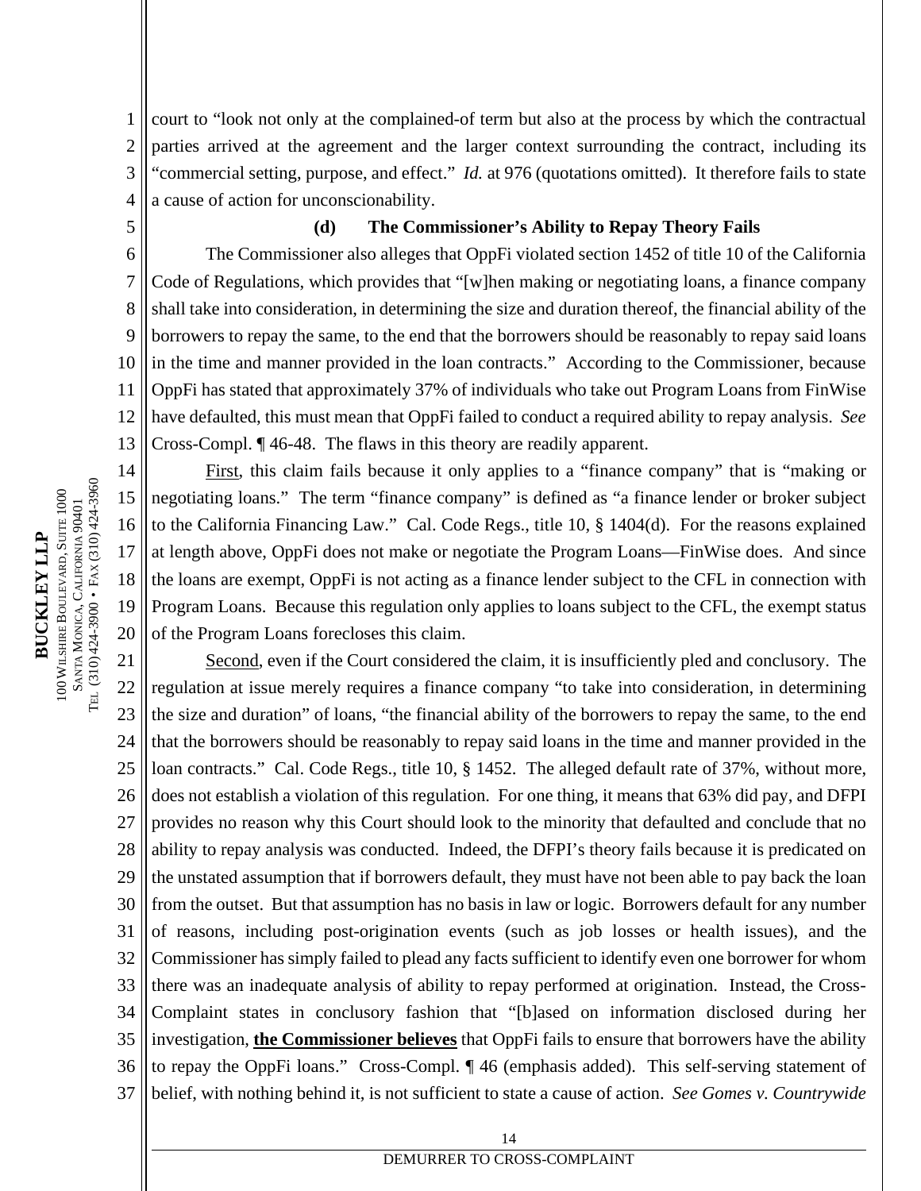court to "look not only at the complained-of term but also at the process by which the contractual parties arrived at the agreement and the larger context surrounding the contract, including its "commercial setting, purpose, and effect." *Id.* at 976 (quotations omitted). It therefore fails to state a cause of action for unconscionability.

### (d) The Commissioner's Ability to Repay Theory Fails

The Commissioner also alleges that OppFi violated section 1452 of title 10 of the California Code of Regulations, which provides that "[w]hen making or negotiating loans, a finance company shall take into consideration, in determining the size and duration thereof, the financial ability of the borrowers to repay the same, to the end that the borrowers should be reasonably to repay said loans in the time and manner provided in the loan contracts." According to the Commissioner, because OppFi has stated that approximately 37% of individuals who take out Program Loans from FinWise have defaulted, this must mean that OppFi failed to conduct a required ability to repay analysis. *See* Cross-Compl. ¶ 46-48. The flaws in this theory are readily apparent.

First, this claim fails because it only applies to a "finance company" that is "making or negotiating loans." The term "finance company" is defined as "a finance lender or broker subject to the California Financing Law." Cal. Code Regs., title 10, § 1404(d). For the reasons explained at length above, OppFi does not make or negotiate the Program Loans—FinWise does. And since the loans are exempt, OppFi is not acting as a finance lender subject to the CFL in connection with Program Loans. Because this regulation only applies to loans subject to the CFL, the exempt status of the Program Loans forecloses this claim.

Second, even if the Court considered the claim, it is insufficiently pled and conclusory. The regulation at issue merely requires a finance company "to take into consideration, in determining the size and duration" of loans, "the financial ability of the borrowers to repay the same, to the end that the borrowers should be reasonably to repay said loans in the time and manner provided in the loan contracts." Cal. Code Regs., title 10, § 1452. The alleged default rate of 37%, without more, does not establish a violation of this regulation. For one thing, it means that 63% did pay, and DFPI provides no reason why this Court should look to the minority that defaulted and conclude that no ability to repay analysis was conducted. Indeed, the DFPI's theory fails because it is predicated on the unstated assumption that if borrowers default, they must have not been able to pay back the loan from the outset. But that assumption has no basis in law or logic. Borrowers default for any number of reasons, including post-origination events (such as job losses or health issues), and the Commissioner has simply failed to plead any facts sufficient to identify even one borrower for whom there was an inadequate analysis of ability to repay performed at origination. Instead, the Cross-Complaint states in conclusory fashion that "[b]ased on information disclosed during her investigation, **the Commissioner believes** that OppFi fails to ensure that borrowers have the ability to repay the OppFi loans." Cross-Compl. ¶ 46 (emphasis added). This self-serving statement of belief, with nothing behind it, is not sufficient to state a cause of action. *See Gomes v. Countrywide*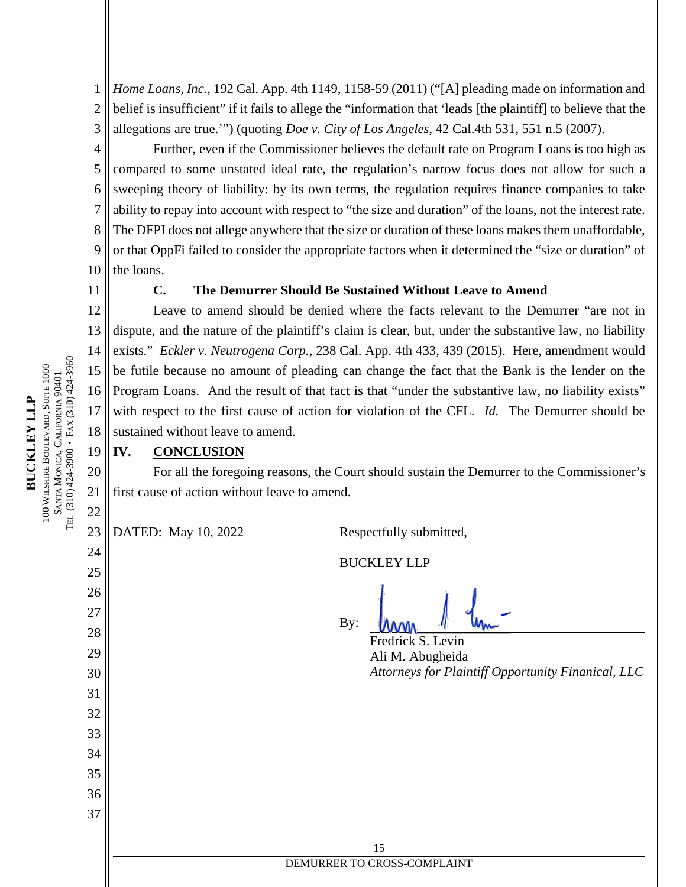*Home Loans, Inc.*, 192 Cal. App. 4th 1149, 1158-59 (2011) ("[A] pleading made on information and belief is insufficient" if it fails to allege the "information that 'leads [the plaintiff] to believe that the allegations are true.'") (quoting *Doe v. City of Los Angeles*, 42 Cal.4th 531, 551 n.5 (2007).

Further, even if the Commissioner believes the default rate on Program Loans is too high as compared to some unstated ideal rate, the regulation's narrow focus does not allow for such a sweeping theory of liability: by its own terms, the regulation requires finance companies to take ability to repay into account with respect to "the size and duration" of the loans, not the interest rate. The DFPI does not allege anywhere that the size or duration of these loans makes them unaffordable, or that OppFi failed to consider the appropriate factors when it determined the "size or duration" of the loans.

### C. The Demurrer Should Be Sustained Without Leave to Amend

Leave to amend should be denied where the facts relevant to the Demurrer "are not in dispute, and the nature of the plaintiff's claim is clear, but, under the substantive law, no liability exists." *Eckler v. Neutrogena Corp.*, 238 Cal. App. 4th 433, 439 (2015). Here, amendment would be futile because no amount of pleading can change the fact that the Bank is the lender on the Program Loans. And the result of that fact is that "under the substantive law, no liability exists" with respect to the first cause of action for violation of the CFL. *Id.* The Demurrer should be sustained without leave to amend.

## IV. CONCLUSION

For all the foregoing reasons, the Court should sustain the Demurrer to the Commissioner's first cause of action without leave to amend.

DATED: May 10, 2022

Respectfully submitted,

BUCKLEY LLP

By: ______________________

Fredrick S. Levin
Ali M. Abugheida
*Attorneys for Plaintiff Opportunity Finanical, LLC*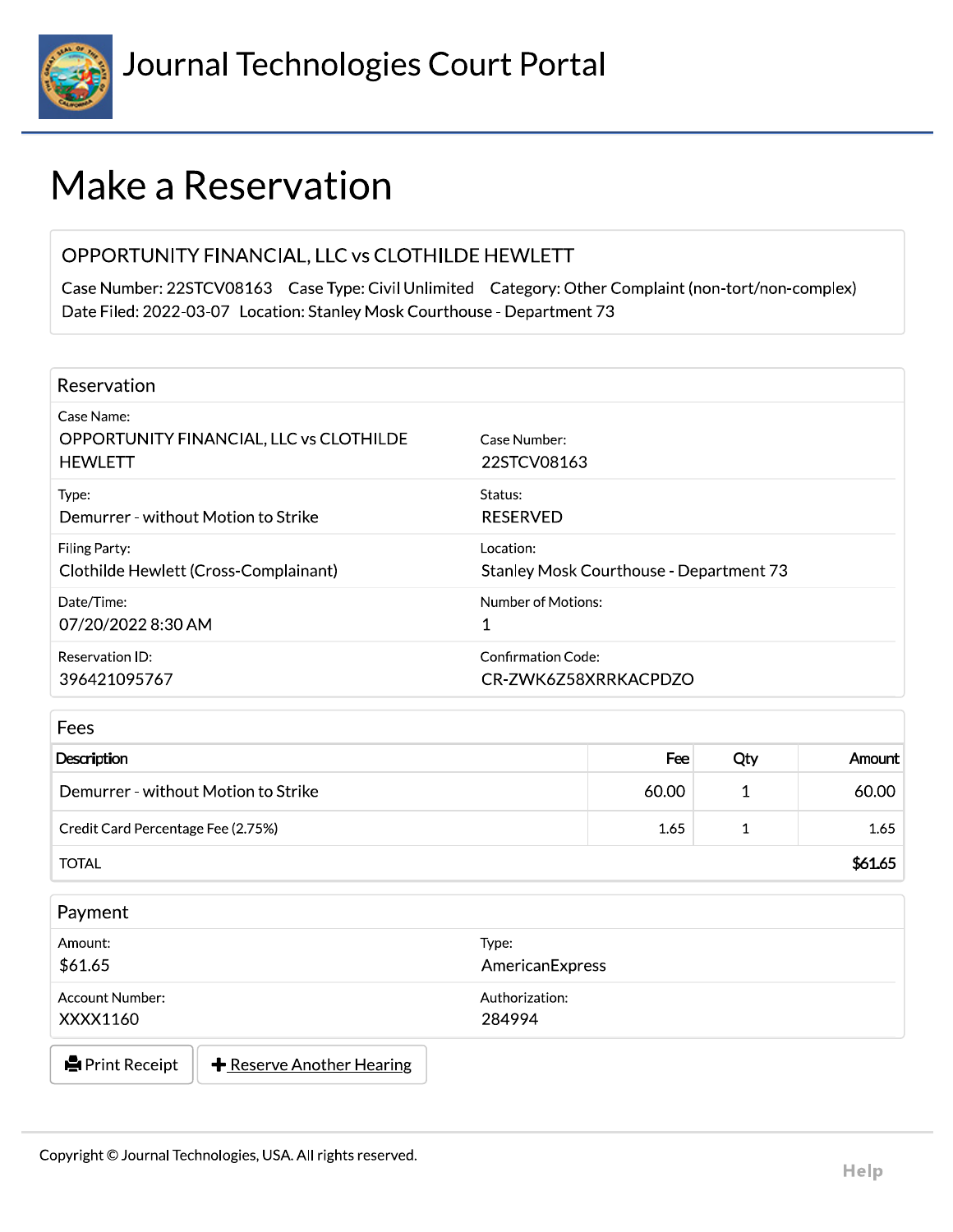# Journal Technologies Court Portal

# Make a Reservation

### OPPORTUNITY FINANCIAL, LLC vs CLOTHILDE HEWLETT

Case Number: 22STCV08163 Case Type: Civil Unlimited Category: Other Complaint (non-tort/non-complex)
Date Filed: 2022-03-07 Location: Stanley Mosk Courthouse - Department 73

## Reservation

| | |
|---|---|
| Case Name:<br>OPPORTUNITY FINANCIAL, LLC vs CLOTHILDE HEWLETT | Case Number:<br>22STCV08163 |
| Type:<br>Demurrer - without Motion to Strike | Status:<br>RESERVED |
| Filing Party:<br>Clothilde Hewlett (Cross-Complainant) | Location:<br>Stanley Mosk Courthouse - Department 73 |
| Date/Time:<br>07/20/2022 8:30 AM | Number of Motions:<br>1 |
| Reservation ID:<br>396421095767 | Confirmation Code:<br>CR-ZWK6Z58XRRKACPDZO |

## Fees

| Description | Fee | Qty | Amount |
|---|---|---|---|
| Demurrer - without Motion to Strike | 60.00 | 1 | 60.00 |
| Credit Card Percentage Fee (2.75%) | 1.65 | 1 | 1.65 |
| TOTAL | | | **$61.65** |

## Payment

| | |
|---|---|
| Amount:<br>$61.65 | Type:<br>AmericanExpress |
| Account Number:<br>XXXX1160 | Authorization:<br>284994 |

Print Receipt | + Reserve Another Hearing

Copyright © Journal Technologies, USA. All rights reserved.

Help